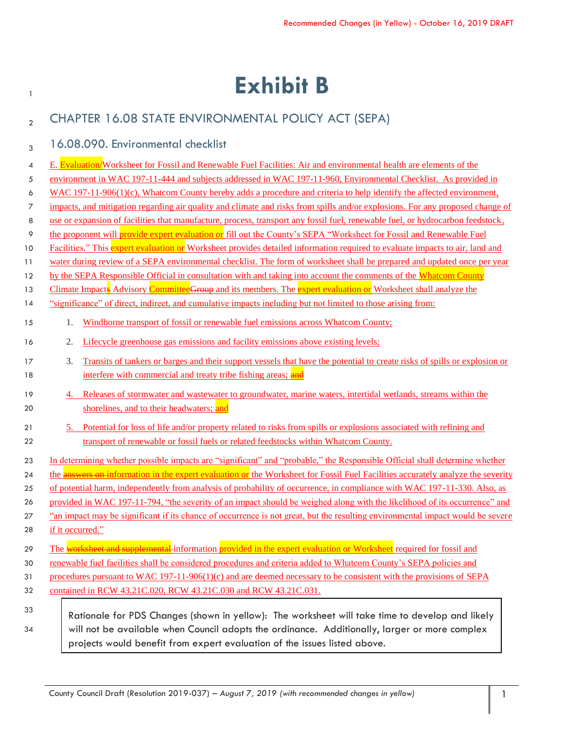# Exhibit B

## CHAPTER 16.08 STATE ENVIRONMENTAL POLICY ACT (SEPA)

### 16.08.090. Environmental checklist

E. Evaluation/Worksheet for Fossil and Renewable Fuel Facilities: Air and environmental health are elements of the environment in WAC 197-11-444 and subjects addressed in WAC 197-11-960, Environmental Checklist. As provided in WAC 197-11-906(1)(c), Whatcom County hereby adds a procedure and criteria to help identify the affected environment, impacts, and mitigation regarding air quality and climate and risks from spills and/or explosions. For any proposed change of use or expansion of facilities that manufacture, process, transport any fossil fuel, renewable fuel, or hydrocarbon feedstock, the proponent will provide expert evaluation or fill out the County's SEPA "Worksheet for Fossil and Renewable Fuel Facilities." This expert evaluation or Worksheet provides detailed information required to evaluate impacts to air, land and water during review of a SEPA environmental checklist. The form of worksheet shall be prepared and updated once per year by the SEPA Responsible Official in consultation with and taking into account the comments of the Whatcom County Climate Impacts Advisory Committee ~~Group~~ and its members. The expert evaluation or Worksheet shall analyze the "significance" of direct, indirect, and cumulative impacts including but not limited to those arising from:

1. Windborne transport of fossil or renewable fuel emissions across Whatcom County;
2. Lifecycle greenhouse gas emissions and facility emissions above existing levels;
3. Transits of tankers or barges and their support vessels that have the potential to create risks of spills or explosion or interfere with commercial and treaty tribe fishing areas; ~~and~~
4. Releases of stormwater and wastewater to groundwater, marine waters, intertidal wetlands, streams within the shorelines, and to their headwaters; and
5. Potential for loss of life and/or property related to risks from spills or explosions associated with refining and transport of renewable or fossil fuels or related feedstocks within Whatcom County.

In determining whether possible impacts are "significant" and "probable," the Responsible Official shall determine whether the ~~answers on~~ information in the expert evaluation or the Worksheet for Fossil Fuel Facilities accurately analyze the severity of potential harm, independently from analysis of probability of occurrence, in compliance with WAC 197-11-330. Also, as provided in WAC 197-11-794, "the severity of an impact should be weighed along with the likelihood of its occurrence" and "an impact may be significant if its chance of occurrence is not great, but the resulting environmental impact would be severe if it occurred."

The ~~worksheet and supplemental~~ information provided in the expert evaluation or Worksheet required for fossil and renewable fuel facilities shall be considered procedures and criteria added to Whatcom County's SEPA policies and procedures pursuant to WAC 197-11-906(1)(c) and are deemed necessary to be consistent with the provisions of SEPA contained in RCW 43.21C.020, RCW 43.21C.030 and RCW 43.21C.031.

> Rationale for PDS Changes (shown in yellow): The worksheet will take time to develop and likely will not be available when Council adopts the ordinance. Additionally, larger or more complex projects would benefit from expert evaluation of the issues listed above.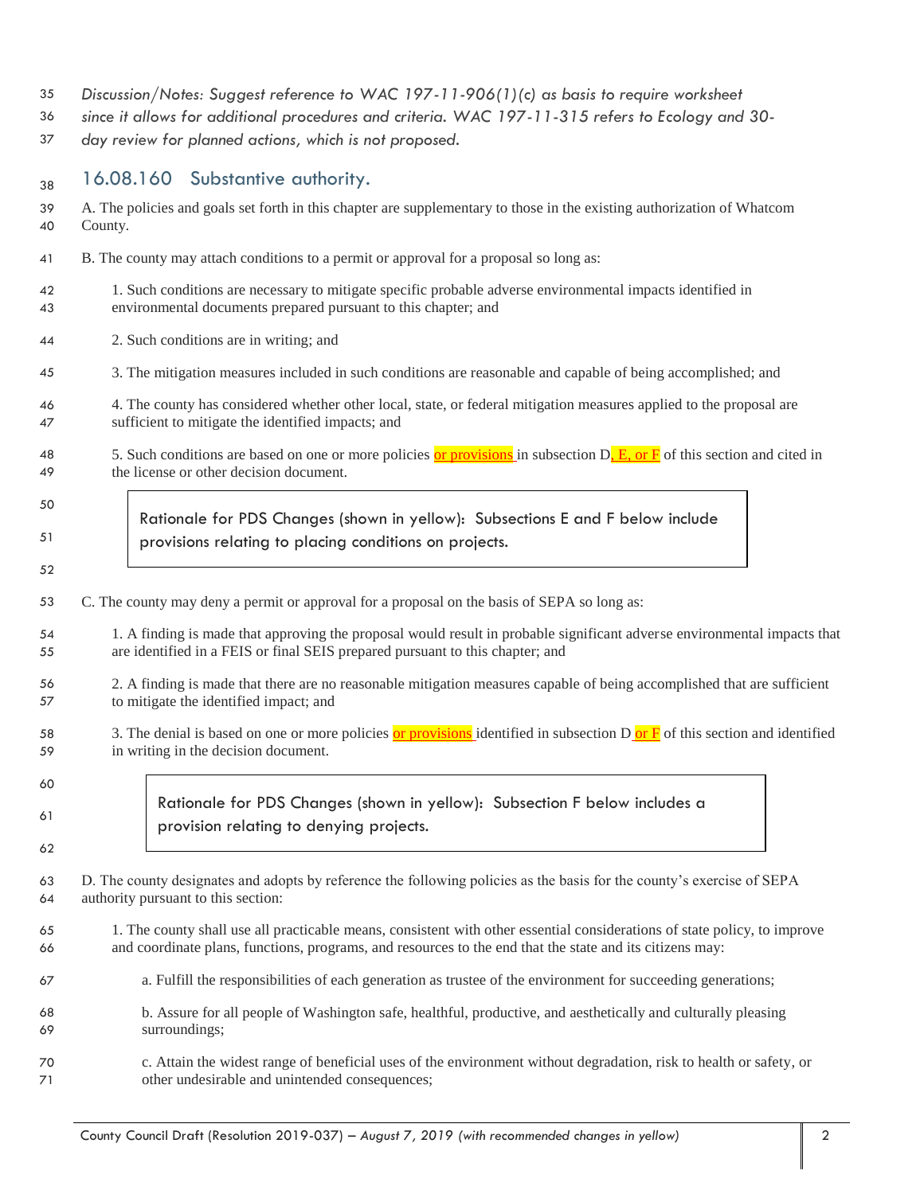*Discussion/Notes: Suggest reference to WAC 197-11-906(1)(c) as basis to require worksheet since it allows for additional procedures and criteria. WAC 197-11-315 refers to Ecology and 30-day review for planned actions, which is not proposed.*

## 16.08.160 Substantive authority.

A. The policies and goals set forth in this chapter are supplementary to those in the existing authorization of Whatcom County.

B. The county may attach conditions to a permit or approval for a proposal so long as:

1. Such conditions are necessary to mitigate specific probable adverse environmental impacts identified in environmental documents prepared pursuant to this chapter; and

2. Such conditions are in writing; and

3. The mitigation measures included in such conditions are reasonable and capable of being accomplished; and

4. The county has considered whether other local, state, or federal mitigation measures applied to the proposal are sufficient to mitigate the identified impacts; and

5. Such conditions are based on one or more policies or provisions in subsection D, E, or F of this section and cited in the license or other decision document.

> Rationale for PDS Changes (shown in yellow): Subsections E and F below include provisions relating to placing conditions on projects.

C. The county may deny a permit or approval for a proposal on the basis of SEPA so long as:

1. A finding is made that approving the proposal would result in probable significant adverse environmental impacts that are identified in a FEIS or final SEIS prepared pursuant to this chapter; and

2. A finding is made that there are no reasonable mitigation measures capable of being accomplished that are sufficient to mitigate the identified impact; and

3. The denial is based on one or more policies or provisions identified in subsection D or F of this section and identified in writing in the decision document.

> Rationale for PDS Changes (shown in yellow): Subsection F below includes a provision relating to denying projects.

D. The county designates and adopts by reference the following policies as the basis for the county's exercise of SEPA authority pursuant to this section:

1. The county shall use all practicable means, consistent with other essential considerations of state policy, to improve and coordinate plans, functions, programs, and resources to the end that the state and its citizens may:

a. Fulfill the responsibilities of each generation as trustee of the environment for succeeding generations;

b. Assure for all people of Washington safe, healthful, productive, and aesthetically and culturally pleasing surroundings;

c. Attain the widest range of beneficial uses of the environment without degradation, risk to health or safety, or other undesirable and unintended consequences;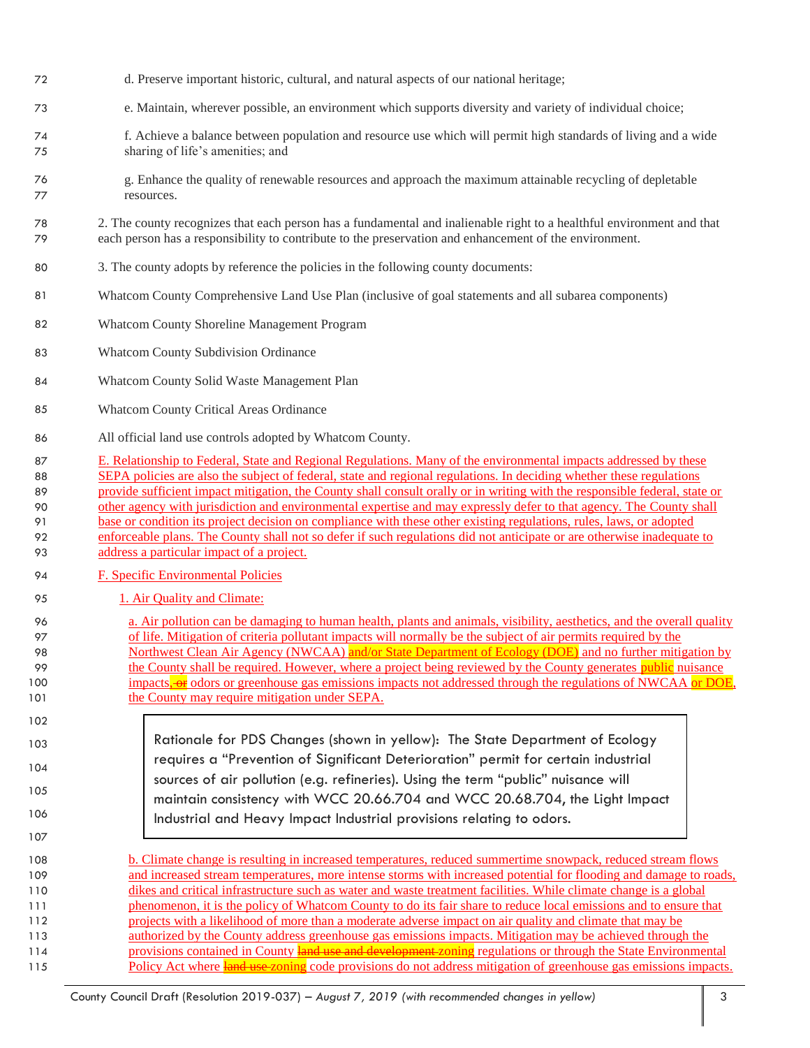d. Preserve important historic, cultural, and natural aspects of our national heritage;

e. Maintain, wherever possible, an environment which supports diversity and variety of individual choice;

f. Achieve a balance between population and resource use which will permit high standards of living and a wide sharing of life's amenities; and

g. Enhance the quality of renewable resources and approach the maximum attainable recycling of depletable resources.

2. The county recognizes that each person has a fundamental and inalienable right to a healthful environment and that each person has a responsibility to contribute to the preservation and enhancement of the environment.

3. The county adopts by reference the policies in the following county documents:

Whatcom County Comprehensive Land Use Plan (inclusive of goal statements and all subarea components)

Whatcom County Shoreline Management Program

Whatcom County Subdivision Ordinance

Whatcom County Solid Waste Management Plan

Whatcom County Critical Areas Ordinance

All official land use controls adopted by Whatcom County.

E. Relationship to Federal, State and Regional Regulations. Many of the environmental impacts addressed by these SEPA policies are also the subject of federal, state and regional regulations. In deciding whether these regulations provide sufficient impact mitigation, the County shall consult orally or in writing with the responsible federal, state or other agency with jurisdiction and environmental expertise and may expressly defer to that agency. The County shall base or condition its project decision on compliance with these other existing regulations, rules, laws, or adopted enforceable plans. The County shall not so defer if such regulations did not anticipate or are otherwise inadequate to address a particular impact of a project.

F. Specific Environmental Policies

1. Air Quality and Climate:

a. Air pollution can be damaging to human health, plants and animals, visibility, aesthetics, and the overall quality of life. Mitigation of criteria pollutant impacts will normally be the subject of air permits required by the Northwest Clean Air Agency (NWCAA) and/or State Department of Ecology (DOE) and no further mitigation by the County shall be required. However, where a project being reviewed by the County generates public nuisance impacts, ~~or~~ odors or greenhouse gas emissions impacts not addressed through the regulations of NWCAA or DOE, the County may require mitigation under SEPA.

> Rationale for PDS Changes (shown in yellow): The State Department of Ecology requires a "Prevention of Significant Deterioration" permit for certain industrial sources of air pollution (e.g. refineries). Using the term "public" nuisance will maintain consistency with WCC 20.66.704 and WCC 20.68.704, the Light Impact Industrial and Heavy Impact Industrial provisions relating to odors.

b. Climate change is resulting in increased temperatures, reduced summertime snowpack, reduced stream flows and increased stream temperatures, more intense storms with increased potential for flooding and damage to roads, dikes and critical infrastructure such as water and waste treatment facilities. While climate change is a global phenomenon, it is the policy of Whatcom County to do its fair share to reduce local emissions and to ensure that projects with a likelihood of more than a moderate adverse impact on air quality and climate that may be authorized by the County address greenhouse gas emissions impacts. Mitigation may be achieved through the provisions contained in County ~~land use and development~~ zoning regulations or through the State Environmental Policy Act where ~~land use~~ zoning code provisions do not address mitigation of greenhouse gas emissions impacts.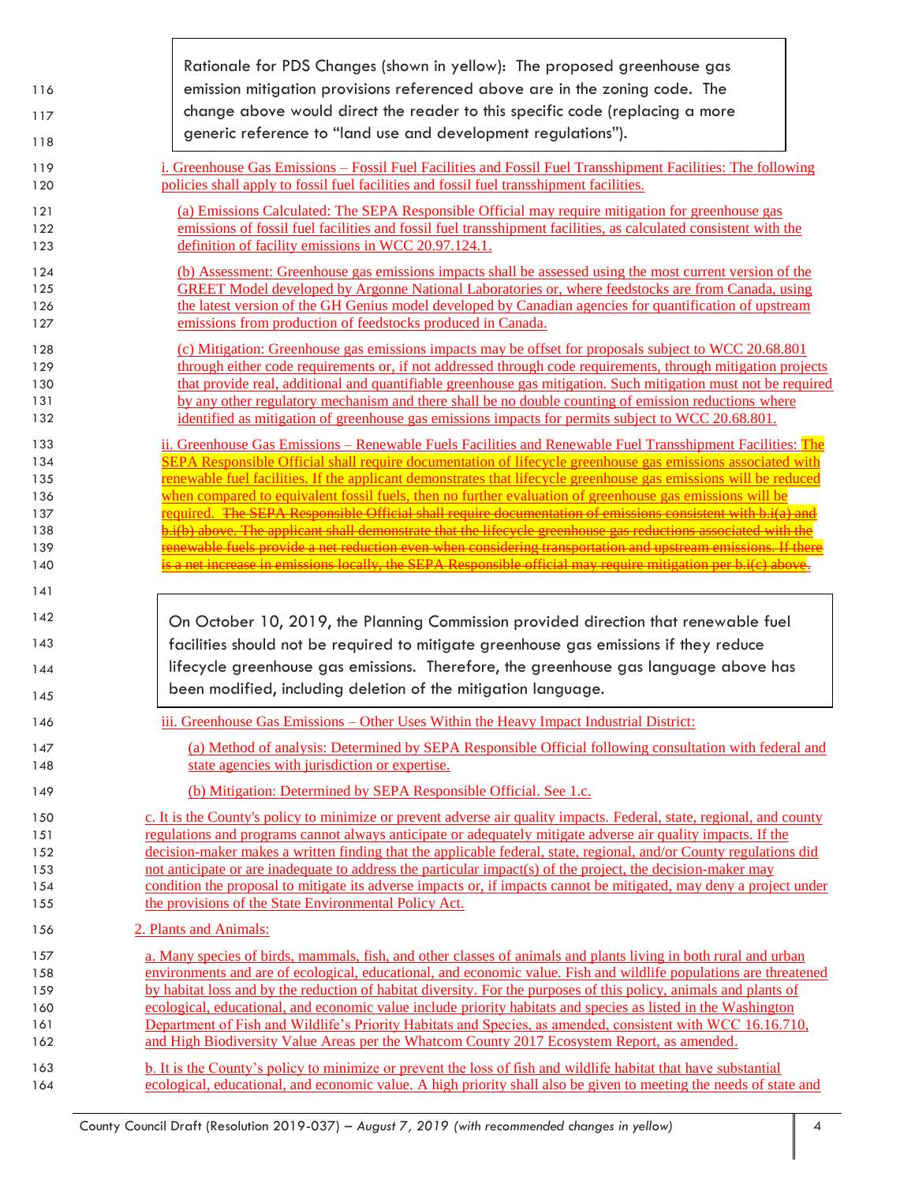> Rationale for PDS Changes (shown in yellow): The proposed greenhouse gas emission mitigation provisions referenced above are in the zoning code. The change above would direct the reader to this specific code (replacing a more generic reference to "land use and development regulations").

i. Greenhouse Gas Emissions – Fossil Fuel Facilities and Fossil Fuel Transshipment Facilities: The following policies shall apply to fossil fuel facilities and fossil fuel transshipment facilities.

(a) Emissions Calculated: The SEPA Responsible Official may require mitigation for greenhouse gas emissions of fossil fuel facilities and fossil fuel transshipment facilities, as calculated consistent with the definition of facility emissions in WCC 20.97.124.1.

(b) Assessment: Greenhouse gas emissions impacts shall be assessed using the most current version of the GREET Model developed by Argonne National Laboratories or, where feedstocks are from Canada, using the latest version of the GH Genius model developed by Canadian agencies for quantification of upstream emissions from production of feedstocks produced in Canada.

(c) Mitigation: Greenhouse gas emissions impacts may be offset for proposals subject to WCC 20.68.801 through either code requirements or, if not addressed through code requirements, through mitigation projects that provide real, additional and quantifiable greenhouse gas mitigation. Such mitigation must not be required by any other regulatory mechanism and there shall be no double counting of emission reductions where identified as mitigation of greenhouse gas emissions impacts for permits subject to WCC 20.68.801.

ii. Greenhouse Gas Emissions – Renewable Fuels Facilities and Renewable Fuel Transshipment Facilities: The SEPA Responsible Official shall require documentation of lifecycle greenhouse gas emissions associated with renewable fuel facilities. If the applicant demonstrates that lifecycle greenhouse gas emissions will be reduced when compared to equivalent fossil fuels, then no further evaluation of greenhouse gas emissions will be required. ~~The SEPA Responsible Official shall require documentation of emissions consistent with b.i(a) and b.i(b) above. The applicant shall demonstrate that the lifecycle greenhouse gas reductions associated with the renewable fuels provide a net reduction even when considering transportation and upstream emissions. If there is a net increase in emissions locally, the SEPA Responsible official may require mitigation per b.i(c) above~~.

> On October 10, 2019, the Planning Commission provided direction that renewable fuel facilities should not be required to mitigate greenhouse gas emissions if they reduce lifecycle greenhouse gas emissions. Therefore, the greenhouse gas language above has been modified, including deletion of the mitigation language.

iii. Greenhouse Gas Emissions – Other Uses Within the Heavy Impact Industrial District:

(a) Method of analysis: Determined by SEPA Responsible Official following consultation with federal and state agencies with jurisdiction or expertise.

(b) Mitigation: Determined by SEPA Responsible Official. See 1.c.

c. It is the County's policy to minimize or prevent adverse air quality impacts. Federal, state, regional, and county regulations and programs cannot always anticipate or adequately mitigate adverse air quality impacts. If the decision-maker makes a written finding that the applicable federal, state, regional, and/or County regulations did not anticipate or are inadequate to address the particular impact(s) of the project, the decision-maker may condition the proposal to mitigate its adverse impacts or, if impacts cannot be mitigated, may deny a project under the provisions of the State Environmental Policy Act.

2. Plants and Animals:

a. Many species of birds, mammals, fish, and other classes of animals and plants living in both rural and urban environments and are of ecological, educational, and economic value. Fish and wildlife populations are threatened by habitat loss and by the reduction of habitat diversity. For the purposes of this policy, animals and plants of ecological, educational, and economic value include priority habitats and species as listed in the Washington Department of Fish and Wildlife's Priority Habitats and Species, as amended, consistent with WCC 16.16.710, and High Biodiversity Value Areas per the Whatcom County 2017 Ecosystem Report, as amended.

b. It is the County's policy to minimize or prevent the loss of fish and wildlife habitat that have substantial ecological, educational, and economic value. A high priority shall also be given to meeting the needs of state and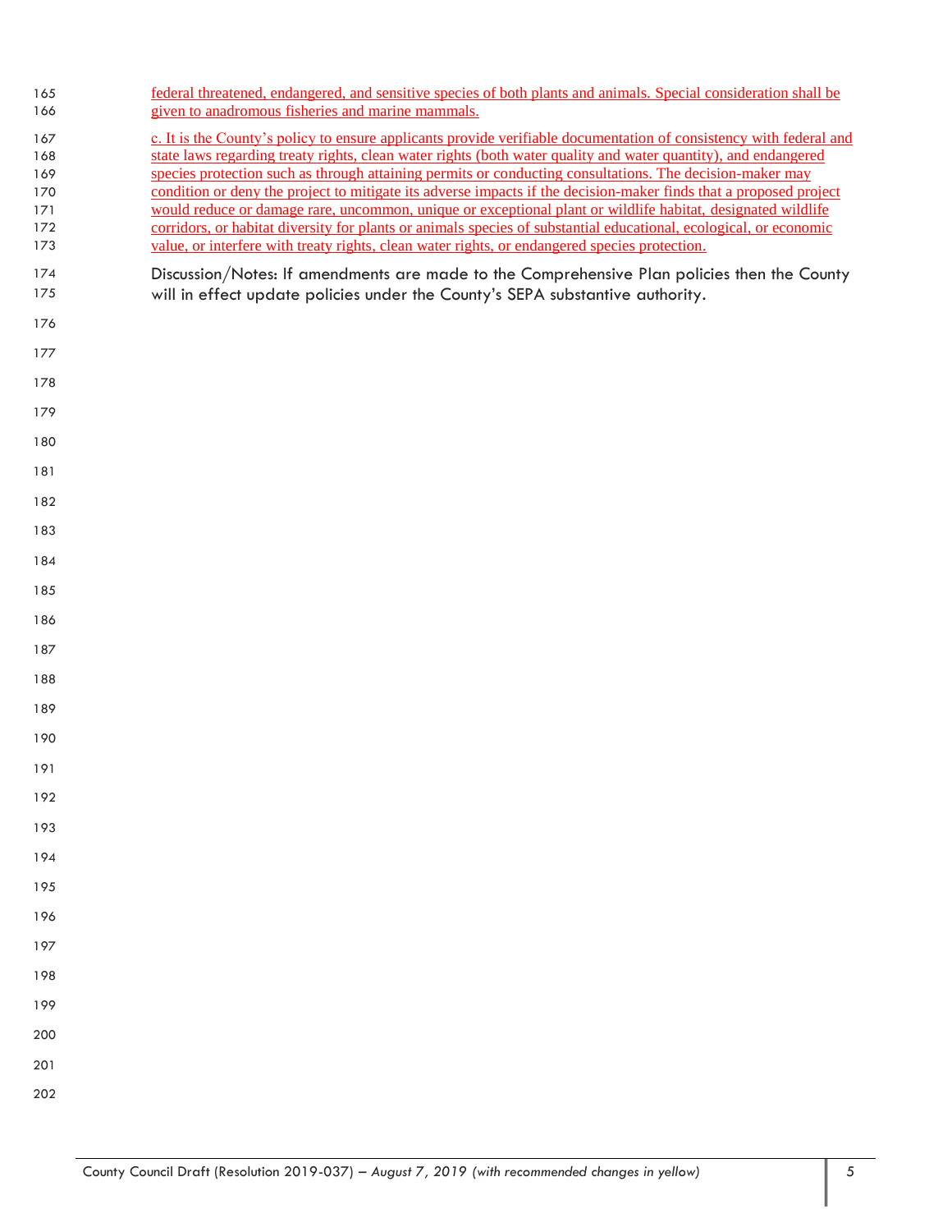federal threatened, endangered, and sensitive species of both plants and animals. Special consideration shall be given to anadromous fisheries and marine mammals.

c. It is the County's policy to ensure applicants provide verifiable documentation of consistency with federal and state laws regarding treaty rights, clean water rights (both water quality and water quantity), and endangered species protection such as through attaining permits or conducting consultations. The decision-maker may condition or deny the project to mitigate its adverse impacts if the decision-maker finds that a proposed project would reduce or damage rare, uncommon, unique or exceptional plant or wildlife habitat, designated wildlife corridors, or habitat diversity for plants or animals species of substantial educational, ecological, or economic value, or interfere with treaty rights, clean water rights, or endangered species protection.

Discussion/Notes: If amendments are made to the Comprehensive Plan policies then the County will in effect update policies under the County's SEPA substantive authority.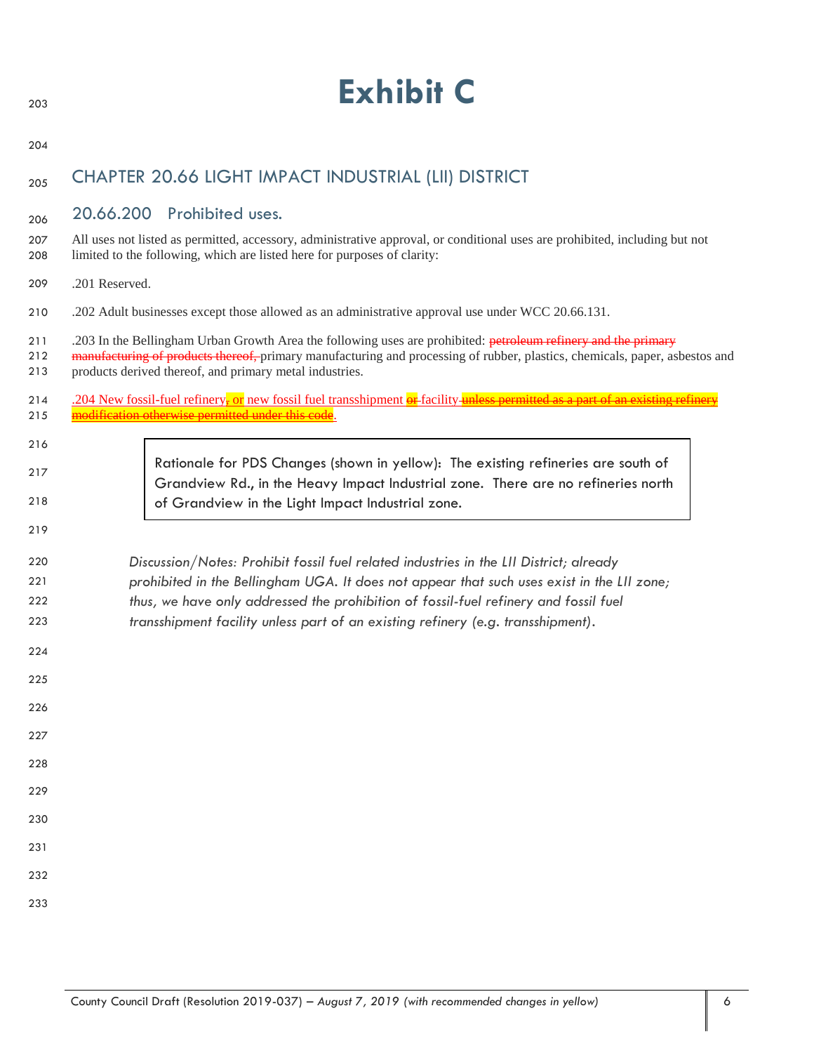# Exhibit C

## CHAPTER 20.66 LIGHT IMPACT INDUSTRIAL (LII) DISTRICT

### 20.66.200 Prohibited uses.

All uses not listed as permitted, accessory, administrative approval, or conditional uses are prohibited, including but not limited to the following, which are listed here for purposes of clarity:

.201 Reserved.

.202 Adult businesses except those allowed as an administrative approval use under WCC 20.66.131.

.203 In the Bellingham Urban Growth Area the following uses are prohibited: ~~petroleum refinery and the primary manufacturing of products thereof,~~ primary manufacturing and processing of rubber, plastics, chemicals, paper, asbestos and products derived thereof, and primary metal industries.

.204 New fossil-fuel refinery~~,~~ or new fossil fuel transshipment ~~or~~ facility ~~unless permitted as a part of an existing refinery modification otherwise permitted under this code~~.

> Rationale for PDS Changes (shown in yellow): The existing refineries are south of Grandview Rd., in the Heavy Impact Industrial zone. There are no refineries north of Grandview in the Light Impact Industrial zone.

*Discussion/Notes: Prohibit fossil fuel related industries in the LII District; already prohibited in the Bellingham UGA. It does not appear that such uses exist in the LII zone; thus, we have only addressed the prohibition of fossil-fuel refinery and fossil fuel transshipment facility unless part of an existing refinery (e.g. transshipment).*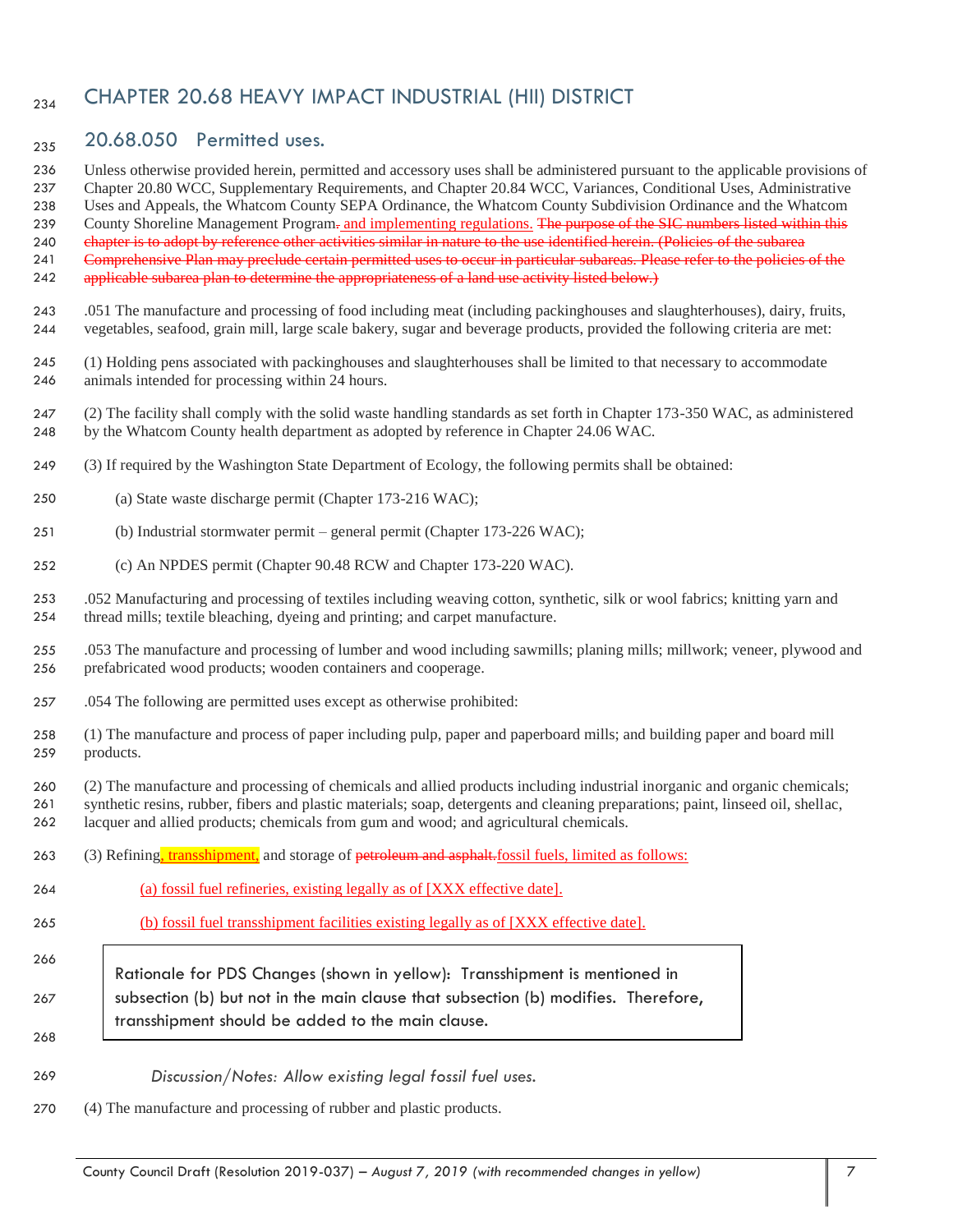# CHAPTER 20.68 HEAVY IMPACT INDUSTRIAL (HII) DISTRICT

## 20.68.050 Permitted uses.

Unless otherwise provided herein, permitted and accessory uses shall be administered pursuant to the applicable provisions of Chapter 20.80 WCC, Supplementary Requirements, and Chapter 20.84 WCC, Variances, Conditional Uses, Administrative Uses and Appeals, the Whatcom County SEPA Ordinance, the Whatcom County Subdivision Ordinance and the Whatcom County Shoreline Management Program~~.~~ and implementing regulations. ~~The purpose of the SIC numbers listed within this chapter is to adopt by reference other activities similar in nature to the use identified herein. (Policies of the subarea Comprehensive Plan may preclude certain permitted uses to occur in particular subareas. Please refer to the policies of the applicable subarea plan to determine the appropriateness of a land use activity listed below.)~~

.051 The manufacture and processing of food including meat (including packinghouses and slaughterhouses), dairy, fruits, vegetables, seafood, grain mill, large scale bakery, sugar and beverage products, provided the following criteria are met:

(1) Holding pens associated with packinghouses and slaughterhouses shall be limited to that necessary to accommodate animals intended for processing within 24 hours.

(2) The facility shall comply with the solid waste handling standards as set forth in Chapter 173-350 WAC, as administered by the Whatcom County health department as adopted by reference in Chapter 24.06 WAC.

(3) If required by the Washington State Department of Ecology, the following permits shall be obtained:

(a) State waste discharge permit (Chapter 173-216 WAC);

(b) Industrial stormwater permit – general permit (Chapter 173-226 WAC);

(c) An NPDES permit (Chapter 90.48 RCW and Chapter 173-220 WAC).

.052 Manufacturing and processing of textiles including weaving cotton, synthetic, silk or wool fabrics; knitting yarn and thread mills; textile bleaching, dyeing and printing; and carpet manufacture.

.053 The manufacture and processing of lumber and wood including sawmills; planing mills; millwork; veneer, plywood and prefabricated wood products; wooden containers and cooperage.

.054 The following are permitted uses except as otherwise prohibited:

(1) The manufacture and process of paper including pulp, paper and paperboard mills; and building paper and board mill products.

(2) The manufacture and processing of chemicals and allied products including industrial inorganic and organic chemicals; synthetic resins, rubber, fibers and plastic materials; soap, detergents and cleaning preparations; paint, linseed oil, shellac, lacquer and allied products; chemicals from gum and wood; and agricultural chemicals.

(3) Refining, transshipment, and storage of ~~petroleum and asphalt.~~ fossil fuels, limited as follows:

(a) fossil fuel refineries, existing legally as of [XXX effective date].

(b) fossil fuel transshipment facilities existing legally as of [XXX effective date].

> Rationale for PDS Changes (shown in yellow): Transshipment is mentioned in subsection (b) but not in the main clause that subsection (b) modifies. Therefore, transshipment should be added to the main clause.

*Discussion/Notes: Allow existing legal fossil fuel uses.*

(4) The manufacture and processing of rubber and plastic products.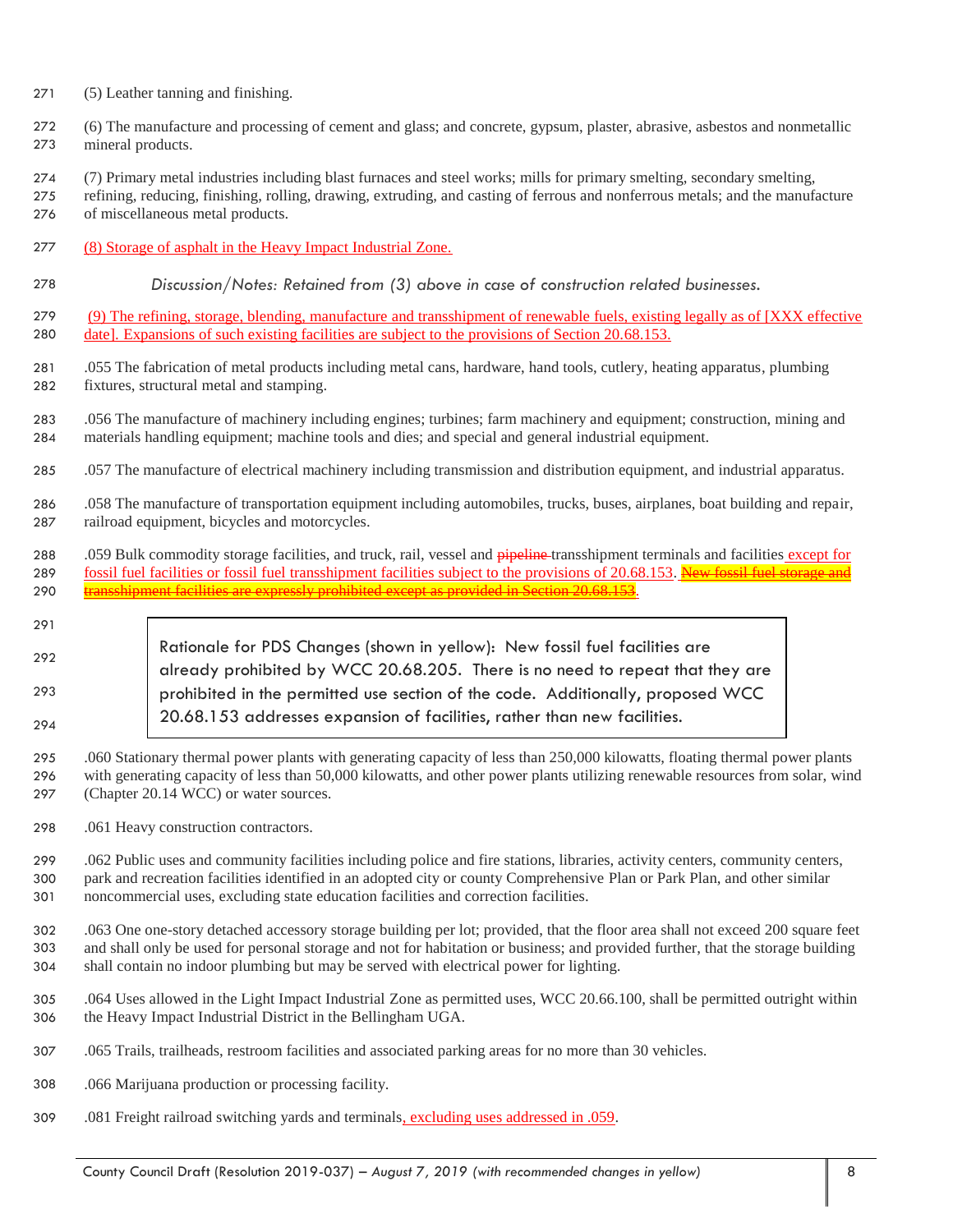(5) Leather tanning and finishing.

(6) The manufacture and processing of cement and glass; and concrete, gypsum, plaster, abrasive, asbestos and nonmetallic mineral products.

(7) Primary metal industries including blast furnaces and steel works; mills for primary smelting, secondary smelting, refining, reducing, finishing, rolling, drawing, extruding, and casting of ferrous and nonferrous metals; and the manufacture of miscellaneous metal products.

(8) Storage of asphalt in the Heavy Impact Industrial Zone.

*Discussion/Notes: Retained from (3) above in case of construction related businesses.*

(9) The refining, storage, blending, manufacture and transshipment of renewable fuels, existing legally as of [XXX effective date]. Expansions of such existing facilities are subject to the provisions of Section 20.68.153.

.055 The fabrication of metal products including metal cans, hardware, hand tools, cutlery, heating apparatus, plumbing fixtures, structural metal and stamping.

.056 The manufacture of machinery including engines; turbines; farm machinery and equipment; construction, mining and materials handling equipment; machine tools and dies; and special and general industrial equipment.

.057 The manufacture of electrical machinery including transmission and distribution equipment, and industrial apparatus.

.058 The manufacture of transportation equipment including automobiles, trucks, buses, airplanes, boat building and repair, railroad equipment, bicycles and motorcycles.

.059 Bulk commodity storage facilities, and truck, rail, vessel and ~~pipeline~~ transshipment terminals and facilities except for fossil fuel facilities or fossil fuel transshipment facilities subject to the provisions of 20.68.153. ~~New fossil fuel storage and transshipment facilities are expressly prohibited except as provided in Section 20.68.153~~.

> Rationale for PDS Changes (shown in yellow): New fossil fuel facilities are already prohibited by WCC 20.68.205. There is no need to repeat that they are prohibited in the permitted use section of the code. Additionally, proposed WCC 20.68.153 addresses expansion of facilities, rather than new facilities.

.060 Stationary thermal power plants with generating capacity of less than 250,000 kilowatts, floating thermal power plants with generating capacity of less than 50,000 kilowatts, and other power plants utilizing renewable resources from solar, wind (Chapter 20.14 WCC) or water sources.

.061 Heavy construction contractors.

.062 Public uses and community facilities including police and fire stations, libraries, activity centers, community centers, park and recreation facilities identified in an adopted city or county Comprehensive Plan or Park Plan, and other similar noncommercial uses, excluding state education facilities and correction facilities.

.063 One one-story detached accessory storage building per lot; provided, that the floor area shall not exceed 200 square feet and shall only be used for personal storage and not for habitation or business; and provided further, that the storage building shall contain no indoor plumbing but may be served with electrical power for lighting.

.064 Uses allowed in the Light Impact Industrial Zone as permitted uses, WCC 20.66.100, shall be permitted outright within the Heavy Impact Industrial District in the Bellingham UGA.

.065 Trails, trailheads, restroom facilities and associated parking areas for no more than 30 vehicles.

.066 Marijuana production or processing facility.

.081 Freight railroad switching yards and terminals, excluding uses addressed in .059.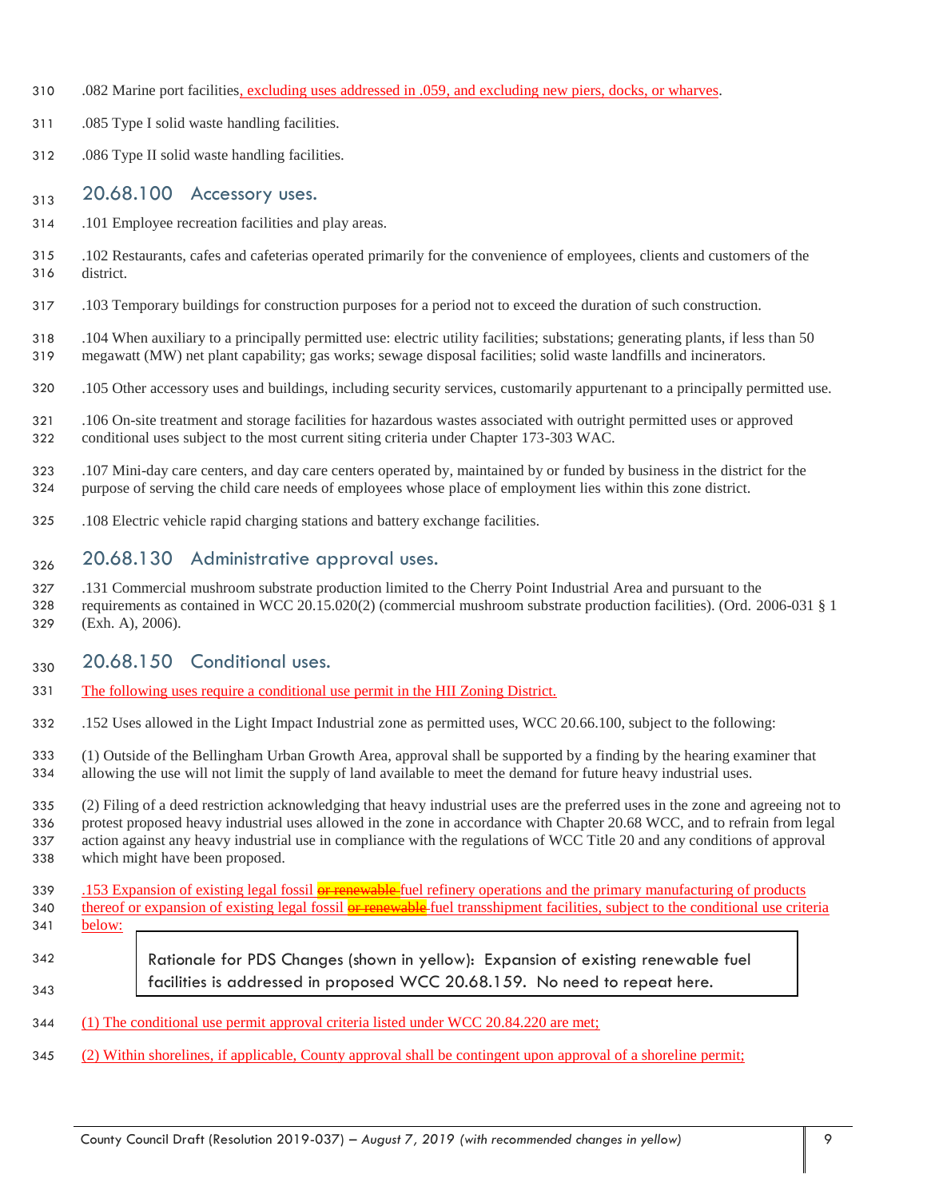.082 Marine port facilities, excluding uses addressed in .059, and excluding new piers, docks, or wharves.

.085 Type I solid waste handling facilities.

.086 Type II solid waste handling facilities.

## 20.68.100 Accessory uses.

.101 Employee recreation facilities and play areas.

.102 Restaurants, cafes and cafeterias operated primarily for the convenience of employees, clients and customers of the district.

.103 Temporary buildings for construction purposes for a period not to exceed the duration of such construction.

.104 When auxiliary to a principally permitted use: electric utility facilities; substations; generating plants, if less than 50 megawatt (MW) net plant capability; gas works; sewage disposal facilities; solid waste landfills and incinerators.

.105 Other accessory uses and buildings, including security services, customarily appurtenant to a principally permitted use.

.106 On-site treatment and storage facilities for hazardous wastes associated with outright permitted uses or approved conditional uses subject to the most current siting criteria under Chapter 173-303 WAC.

.107 Mini-day care centers, and day care centers operated by, maintained by or funded by business in the district for the purpose of serving the child care needs of employees whose place of employment lies within this zone district.

.108 Electric vehicle rapid charging stations and battery exchange facilities.

## 20.68.130 Administrative approval uses.

.131 Commercial mushroom substrate production limited to the Cherry Point Industrial Area and pursuant to the requirements as contained in WCC 20.15.020(2) (commercial mushroom substrate production facilities). (Ord. 2006-031 § 1 (Exh. A), 2006).

## 20.68.150 Conditional uses.

The following uses require a conditional use permit in the HII Zoning District.

.152 Uses allowed in the Light Impact Industrial zone as permitted uses, WCC 20.66.100, subject to the following:

(1) Outside of the Bellingham Urban Growth Area, approval shall be supported by a finding by the hearing examiner that allowing the use will not limit the supply of land available to meet the demand for future heavy industrial uses.

(2) Filing of a deed restriction acknowledging that heavy industrial uses are the preferred uses in the zone and agreeing not to protest proposed heavy industrial uses allowed in the zone in accordance with Chapter 20.68 WCC, and to refrain from legal action against any heavy industrial use in compliance with the regulations of WCC Title 20 and any conditions of approval which might have been proposed.

.153 Expansion of existing legal fossil ~~or renewable~~ fuel refinery operations and the primary manufacturing of products thereof or expansion of existing legal fossil ~~or renewable~~ fuel transshipment facilities, subject to the conditional use criteria below:

> Rationale for PDS Changes (shown in yellow): Expansion of existing renewable fuel facilities is addressed in proposed WCC 20.68.159. No need to repeat here.

(1) The conditional use permit approval criteria listed under WCC 20.84.220 are met;

(2) Within shorelines, if applicable, County approval shall be contingent upon approval of a shoreline permit;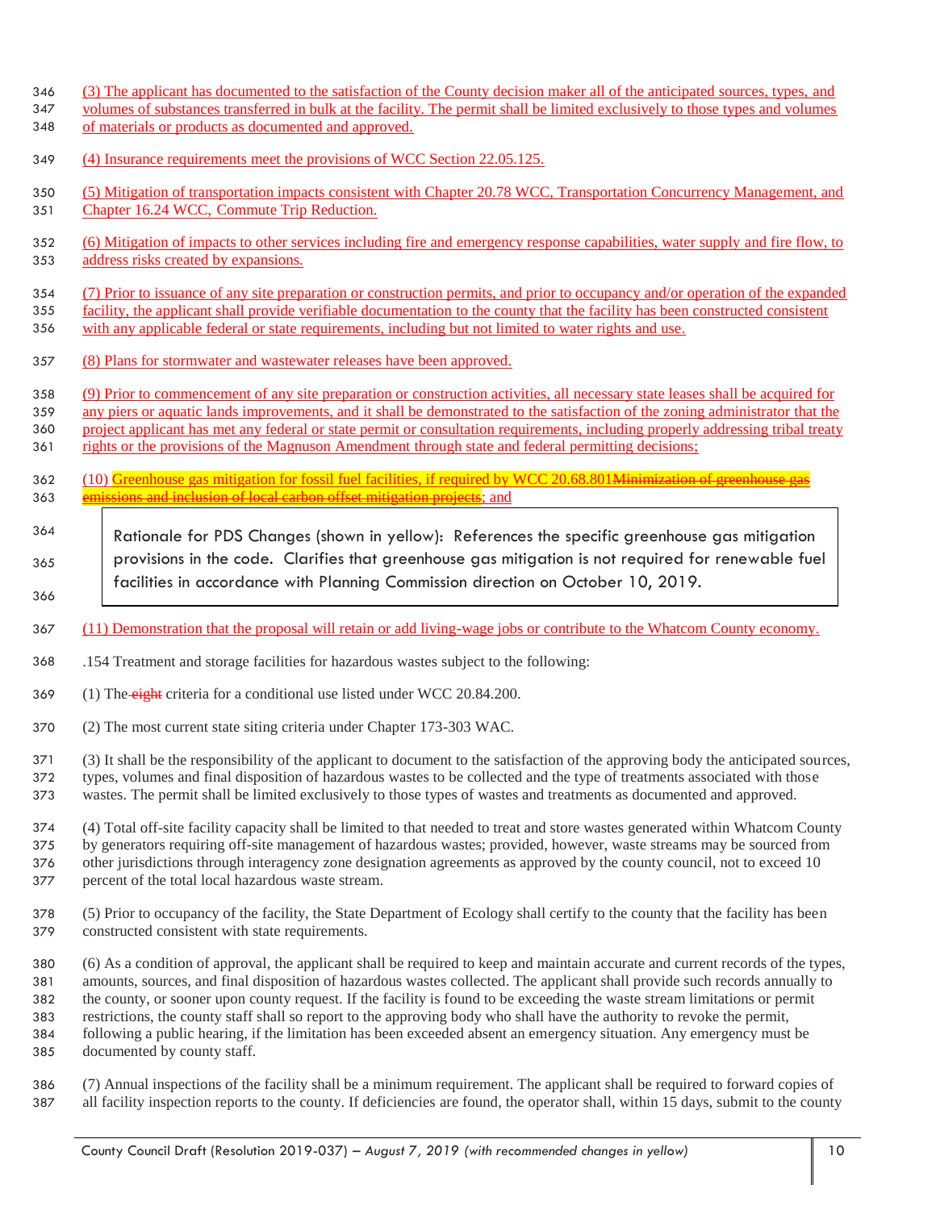(3) The applicant has documented to the satisfaction of the County decision maker all of the anticipated sources, types, and volumes of substances transferred in bulk at the facility. The permit shall be limited exclusively to those types and volumes of materials or products as documented and approved.

(4) Insurance requirements meet the provisions of WCC Section 22.05.125.

(5) Mitigation of transportation impacts consistent with Chapter 20.78 WCC, Transportation Concurrency Management, and Chapter 16.24 WCC, Commute Trip Reduction.

(6) Mitigation of impacts to other services including fire and emergency response capabilities, water supply and fire flow, to address risks created by expansions.

(7) Prior to issuance of any site preparation or construction permits, and prior to occupancy and/or operation of the expanded facility, the applicant shall provide verifiable documentation to the county that the facility has been constructed consistent with any applicable federal or state requirements, including but not limited to water rights and use.

(8) Plans for stormwater and wastewater releases have been approved.

(9) Prior to commencement of any site preparation or construction activities, all necessary state leases shall be acquired for any piers or aquatic lands improvements, and it shall be demonstrated to the satisfaction of the zoning administrator that the project applicant has met any federal or state permit or consultation requirements, including properly addressing tribal treaty rights or the provisions of the Magnuson Amendment through state and federal permitting decisions;

(10) Greenhouse gas mitigation for fossil fuel facilities, if required by WCC 20.68.801~~Minimization of greenhouse gas emissions and inclusion of local carbon offset mitigation projects~~; and

> Rationale for PDS Changes (shown in yellow): References the specific greenhouse gas mitigation provisions in the code. Clarifies that greenhouse gas mitigation is not required for renewable fuel facilities in accordance with Planning Commission direction on October 10, 2019.

(11) Demonstration that the proposal will retain or add living-wage jobs or contribute to the Whatcom County economy.

.154 Treatment and storage facilities for hazardous wastes subject to the following:

(1) The ~~eight~~ criteria for a conditional use listed under WCC 20.84.200.

(2) The most current state siting criteria under Chapter 173-303 WAC.

(3) It shall be the responsibility of the applicant to document to the satisfaction of the approving body the anticipated sources, types, volumes and final disposition of hazardous wastes to be collected and the type of treatments associated with those wastes. The permit shall be limited exclusively to those types of wastes and treatments as documented and approved.

(4) Total off-site facility capacity shall be limited to that needed to treat and store wastes generated within Whatcom County by generators requiring off-site management of hazardous wastes; provided, however, waste streams may be sourced from other jurisdictions through interagency zone designation agreements as approved by the county council, not to exceed 10 percent of the total local hazardous waste stream.

(5) Prior to occupancy of the facility, the State Department of Ecology shall certify to the county that the facility has been constructed consistent with state requirements.

(6) As a condition of approval, the applicant shall be required to keep and maintain accurate and current records of the types, amounts, sources, and final disposition of hazardous wastes collected. The applicant shall provide such records annually to the county, or sooner upon county request. If the facility is found to be exceeding the waste stream limitations or permit restrictions, the county staff shall so report to the approving body who shall have the authority to revoke the permit, following a public hearing, if the limitation has been exceeded absent an emergency situation. Any emergency must be documented by county staff.

(7) Annual inspections of the facility shall be a minimum requirement. The applicant shall be required to forward copies of all facility inspection reports to the county. If deficiencies are found, the operator shall, within 15 days, submit to the county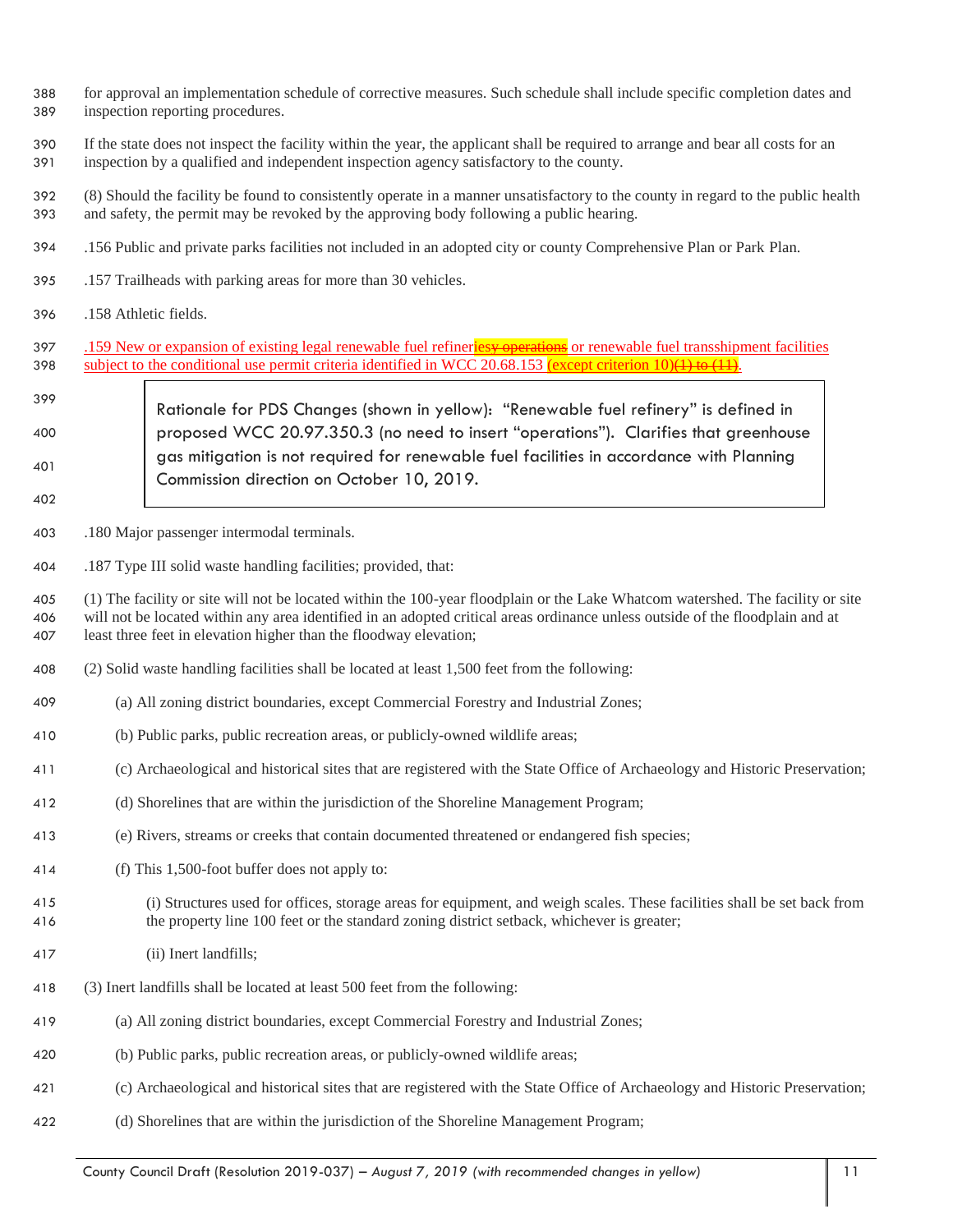for approval an implementation schedule of corrective measures. Such schedule shall include specific completion dates and inspection reporting procedures.

If the state does not inspect the facility within the year, the applicant shall be required to arrange and bear all costs for an inspection by a qualified and independent inspection agency satisfactory to the county.

(8) Should the facility be found to consistently operate in a manner unsatisfactory to the county in regard to the public health and safety, the permit may be revoked by the approving body following a public hearing.

.156 Public and private parks facilities not included in an adopted city or county Comprehensive Plan or Park Plan.

.157 Trailheads with parking areas for more than 30 vehicles.

.158 Athletic fields.

<u>.159 New or expansion of existing legal renewable fuel refineries~~y operations~~ or renewable fuel transshipment facilities subject to the conditional use permit criteria identified in WCC 20.68.153 (except criterion 10)~~(1) to (11)~~.</u>

> Rationale for PDS Changes (shown in yellow): "Renewable fuel refinery" is defined in proposed WCC 20.97.350.3 (no need to insert "operations"). Clarifies that greenhouse gas mitigation is not required for renewable fuel facilities in accordance with Planning Commission direction on October 10, 2019.

.180 Major passenger intermodal terminals.

.187 Type III solid waste handling facilities; provided, that:

(1) The facility or site will not be located within the 100-year floodplain or the Lake Whatcom watershed. The facility or site will not be located within any area identified in an adopted critical areas ordinance unless outside of the floodplain and at least three feet in elevation higher than the floodway elevation;

(2) Solid waste handling facilities shall be located at least 1,500 feet from the following:

(a) All zoning district boundaries, except Commercial Forestry and Industrial Zones;

(b) Public parks, public recreation areas, or publicly-owned wildlife areas;

(c) Archaeological and historical sites that are registered with the State Office of Archaeology and Historic Preservation;

(d) Shorelines that are within the jurisdiction of the Shoreline Management Program;

(e) Rivers, streams or creeks that contain documented threatened or endangered fish species;

(f) This 1,500-foot buffer does not apply to:

(i) Structures used for offices, storage areas for equipment, and weigh scales. These facilities shall be set back from the property line 100 feet or the standard zoning district setback, whichever is greater;

(ii) Inert landfills;

(3) Inert landfills shall be located at least 500 feet from the following:

(a) All zoning district boundaries, except Commercial Forestry and Industrial Zones;

(b) Public parks, public recreation areas, or publicly-owned wildlife areas;

(c) Archaeological and historical sites that are registered with the State Office of Archaeology and Historic Preservation;

(d) Shorelines that are within the jurisdiction of the Shoreline Management Program;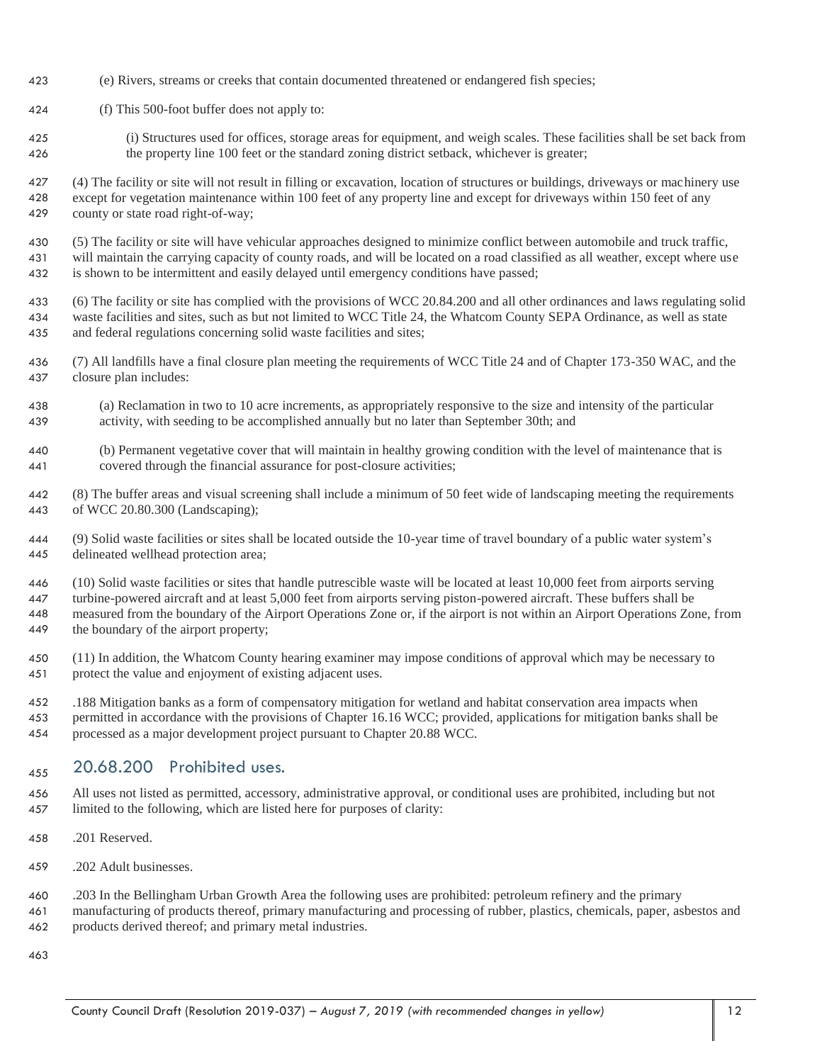(e) Rivers, streams or creeks that contain documented threatened or endangered fish species;

(f) This 500-foot buffer does not apply to:

(i) Structures used for offices, storage areas for equipment, and weigh scales. These facilities shall be set back from the property line 100 feet or the standard zoning district setback, whichever is greater;

(4) The facility or site will not result in filling or excavation, location of structures or buildings, driveways or machinery use except for vegetation maintenance within 100 feet of any property line and except for driveways within 150 feet of any county or state road right-of-way;

(5) The facility or site will have vehicular approaches designed to minimize conflict between automobile and truck traffic, will maintain the carrying capacity of county roads, and will be located on a road classified as all weather, except where use is shown to be intermittent and easily delayed until emergency conditions have passed;

(6) The facility or site has complied with the provisions of WCC 20.84.200 and all other ordinances and laws regulating solid waste facilities and sites, such as but not limited to WCC Title 24, the Whatcom County SEPA Ordinance, as well as state and federal regulations concerning solid waste facilities and sites;

(7) All landfills have a final closure plan meeting the requirements of WCC Title 24 and of Chapter 173-350 WAC, and the closure plan includes:

(a) Reclamation in two to 10 acre increments, as appropriately responsive to the size and intensity of the particular activity, with seeding to be accomplished annually but no later than September 30th; and

(b) Permanent vegetative cover that will maintain in healthy growing condition with the level of maintenance that is covered through the financial assurance for post-closure activities;

(8) The buffer areas and visual screening shall include a minimum of 50 feet wide of landscaping meeting the requirements of WCC 20.80.300 (Landscaping);

(9) Solid waste facilities or sites shall be located outside the 10-year time of travel boundary of a public water system's delineated wellhead protection area;

(10) Solid waste facilities or sites that handle putrescible waste will be located at least 10,000 feet from airports serving turbine-powered aircraft and at least 5,000 feet from airports serving piston-powered aircraft. These buffers shall be measured from the boundary of the Airport Operations Zone or, if the airport is not within an Airport Operations Zone, from the boundary of the airport property;

(11) In addition, the Whatcom County hearing examiner may impose conditions of approval which may be necessary to protect the value and enjoyment of existing adjacent uses.

.188 Mitigation banks as a form of compensatory mitigation for wetland and habitat conservation area impacts when permitted in accordance with the provisions of Chapter 16.16 WCC; provided, applications for mitigation banks shall be processed as a major development project pursuant to Chapter 20.88 WCC.

## 20.68.200 Prohibited uses.

All uses not listed as permitted, accessory, administrative approval, or conditional uses are prohibited, including but not limited to the following, which are listed here for purposes of clarity:

.201 Reserved.

.202 Adult businesses.

.203 In the Bellingham Urban Growth Area the following uses are prohibited: petroleum refinery and the primary manufacturing of products thereof, primary manufacturing and processing of rubber, plastics, chemicals, paper, asbestos and products derived thereof; and primary metal industries.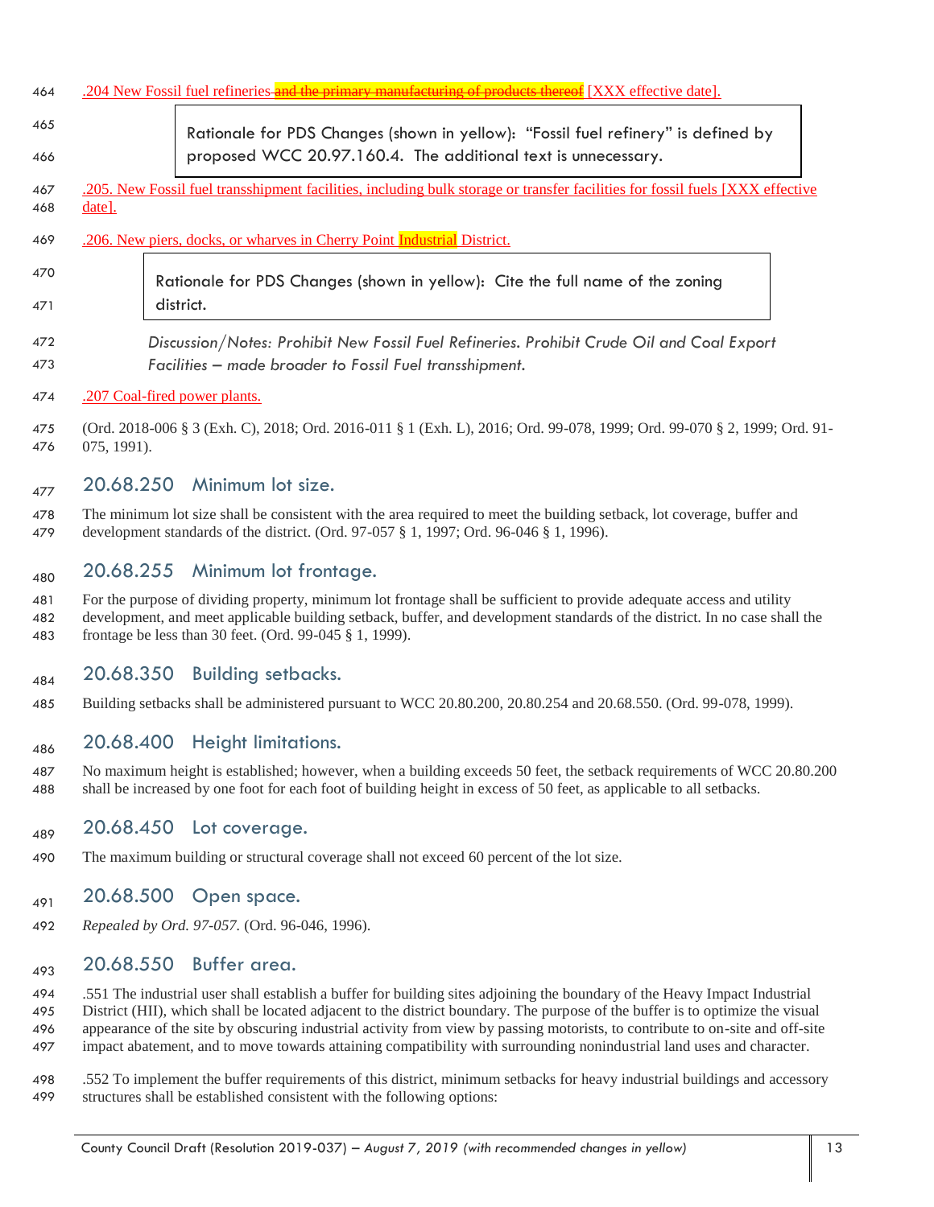.204 New Fossil fuel refineries ~~and the primary manufacturing of products thereof~~ [XXX effective date].

> Rationale for PDS Changes (shown in yellow): "Fossil fuel refinery" is defined by proposed WCC 20.97.160.4. The additional text is unnecessary.

.205. New Fossil fuel transshipment facilities, including bulk storage or transfer facilities for fossil fuels [XXX effective date].

.206. New piers, docks, or wharves in Cherry Point Industrial District.

> Rationale for PDS Changes (shown in yellow): Cite the full name of the zoning district.

*Discussion/Notes: Prohibit New Fossil Fuel Refineries. Prohibit Crude Oil and Coal Export Facilities – made broader to Fossil Fuel transshipment.*

.207 Coal-fired power plants.

(Ord. 2018-006 § 3 (Exh. C), 2018; Ord. 2016-011 § 1 (Exh. L), 2016; Ord. 99-078, 1999; Ord. 99-070 § 2, 1999; Ord. 91-075, 1991).

## 20.68.250 Minimum lot size.

The minimum lot size shall be consistent with the area required to meet the building setback, lot coverage, buffer and development standards of the district. (Ord. 97-057 § 1, 1997; Ord. 96-046 § 1, 1996).

## 20.68.255 Minimum lot frontage.

For the purpose of dividing property, minimum lot frontage shall be sufficient to provide adequate access and utility development, and meet applicable building setback, buffer, and development standards of the district. In no case shall the frontage be less than 30 feet. (Ord. 99-045 § 1, 1999).

## 20.68.350 Building setbacks.

Building setbacks shall be administered pursuant to WCC 20.80.200, 20.80.254 and 20.68.550. (Ord. 99-078, 1999).

## 20.68.400 Height limitations.

No maximum height is established; however, when a building exceeds 50 feet, the setback requirements of WCC 20.80.200 shall be increased by one foot for each foot of building height in excess of 50 feet, as applicable to all setbacks.

## 20.68.450 Lot coverage.

The maximum building or structural coverage shall not exceed 60 percent of the lot size.

## 20.68.500 Open space.

*Repealed by Ord. 97-057.* (Ord. 96-046, 1996).

## 20.68.550 Buffer area.

.551 The industrial user shall establish a buffer for building sites adjoining the boundary of the Heavy Impact Industrial District (HII), which shall be located adjacent to the district boundary. The purpose of the buffer is to optimize the visual appearance of the site by obscuring industrial activity from view by passing motorists, to contribute to on-site and off-site impact abatement, and to move towards attaining compatibility with surrounding nonindustrial land uses and character.

.552 To implement the buffer requirements of this district, minimum setbacks for heavy industrial buildings and accessory structures shall be established consistent with the following options: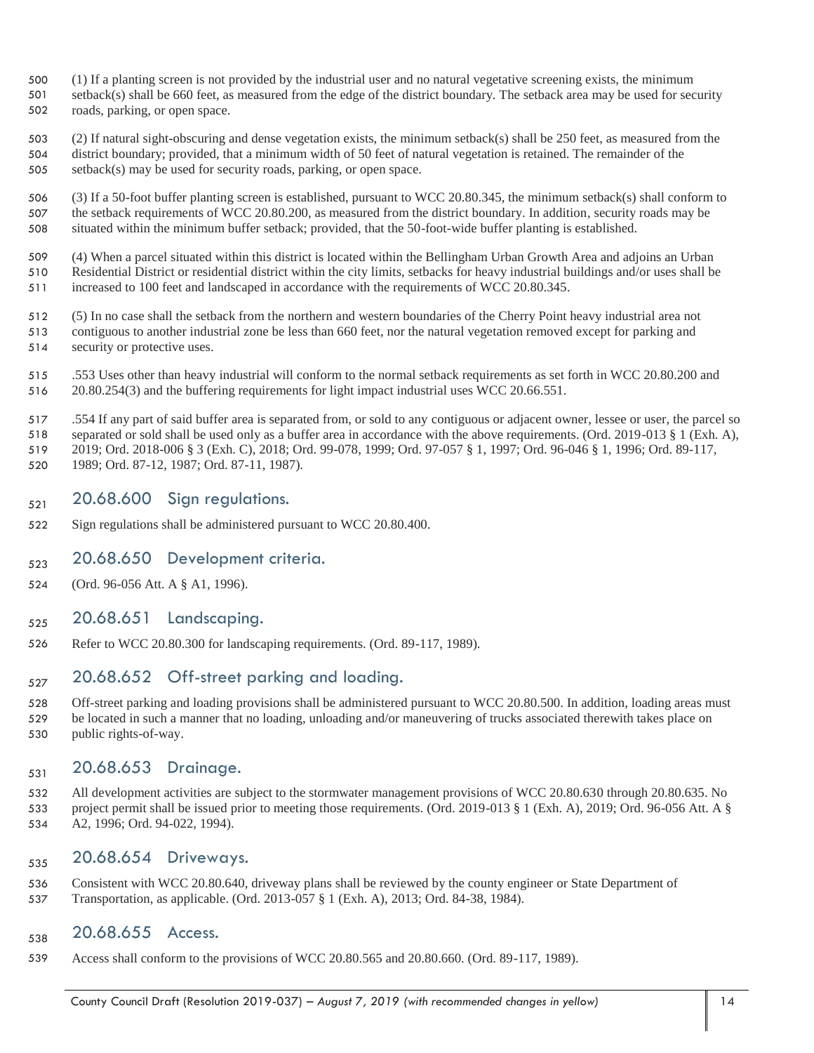(1) If a planting screen is not provided by the industrial user and no natural vegetative screening exists, the minimum setback(s) shall be 660 feet, as measured from the edge of the district boundary. The setback area may be used for security roads, parking, or open space.

(2) If natural sight-obscuring and dense vegetation exists, the minimum setback(s) shall be 250 feet, as measured from the district boundary; provided, that a minimum width of 50 feet of natural vegetation is retained. The remainder of the setback(s) may be used for security roads, parking, or open space.

(3) If a 50-foot buffer planting screen is established, pursuant to WCC 20.80.345, the minimum setback(s) shall conform to the setback requirements of WCC 20.80.200, as measured from the district boundary. In addition, security roads may be situated within the minimum buffer setback; provided, that the 50-foot-wide buffer planting is established.

(4) When a parcel situated within this district is located within the Bellingham Urban Growth Area and adjoins an Urban Residential District or residential district within the city limits, setbacks for heavy industrial buildings and/or uses shall be increased to 100 feet and landscaped in accordance with the requirements of WCC 20.80.345.

(5) In no case shall the setback from the northern and western boundaries of the Cherry Point heavy industrial area not contiguous to another industrial zone be less than 660 feet, nor the natural vegetation removed except for parking and security or protective uses.

.553 Uses other than heavy industrial will conform to the normal setback requirements as set forth in WCC 20.80.200 and 20.80.254(3) and the buffering requirements for light impact industrial uses WCC 20.66.551.

.554 If any part of said buffer area is separated from, or sold to any contiguous or adjacent owner, lessee or user, the parcel so separated or sold shall be used only as a buffer area in accordance with the above requirements. (Ord. 2019-013 § 1 (Exh. A), 2019; Ord. 2018-006 § 3 (Exh. C), 2018; Ord. 99-078, 1999; Ord. 97-057 § 1, 1997; Ord. 96-046 § 1, 1996; Ord. 89-117, 1989; Ord. 87-12, 1987; Ord. 87-11, 1987).

## 20.68.600 Sign regulations.

Sign regulations shall be administered pursuant to WCC 20.80.400.

## 20.68.650 Development criteria.

(Ord. 96-056 Att. A § A1, 1996).

## 20.68.651 Landscaping.

Refer to WCC 20.80.300 for landscaping requirements. (Ord. 89-117, 1989).

## 20.68.652 Off-street parking and loading.

Off-street parking and loading provisions shall be administered pursuant to WCC 20.80.500. In addition, loading areas must be located in such a manner that no loading, unloading and/or maneuvering of trucks associated therewith takes place on public rights-of-way.

## 20.68.653 Drainage.

All development activities are subject to the stormwater management provisions of WCC 20.80.630 through 20.80.635. No project permit shall be issued prior to meeting those requirements. (Ord. 2019-013 § 1 (Exh. A), 2019; Ord. 96-056 Att. A § A2, 1996; Ord. 94-022, 1994).

## 20.68.654 Driveways.

Consistent with WCC 20.80.640, driveway plans shall be reviewed by the county engineer or State Department of Transportation, as applicable. (Ord. 2013-057 § 1 (Exh. A), 2013; Ord. 84-38, 1984).

## 20.68.655 Access.

Access shall conform to the provisions of WCC 20.80.565 and 20.80.660. (Ord. 89-117, 1989).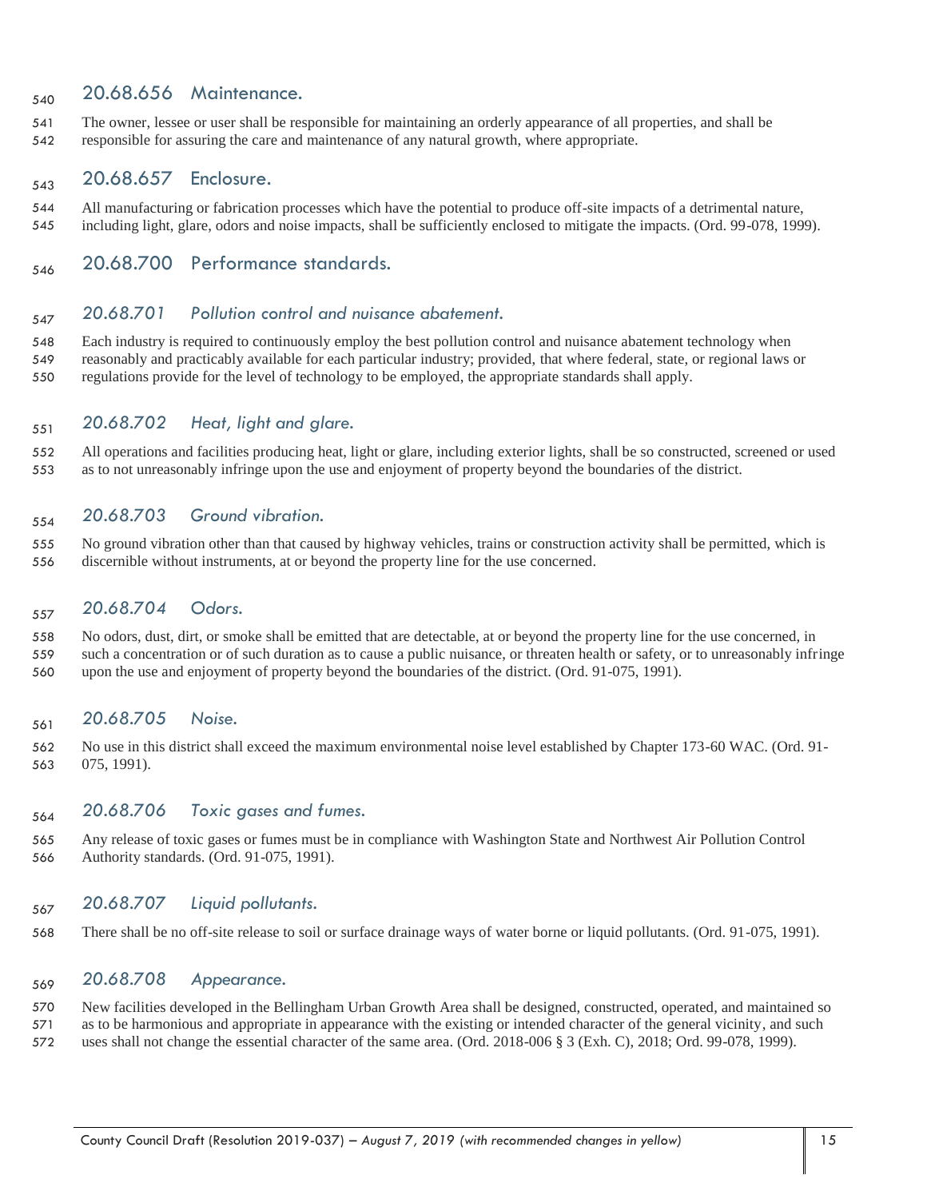## 20.68.656 Maintenance.

The owner, lessee or user shall be responsible for maintaining an orderly appearance of all properties, and shall be responsible for assuring the care and maintenance of any natural growth, where appropriate.

## 20.68.657 Enclosure.

All manufacturing or fabrication processes which have the potential to produce off-site impacts of a detrimental nature, including light, glare, odors and noise impacts, shall be sufficiently enclosed to mitigate the impacts. (Ord. 99-078, 1999).

## 20.68.700 Performance standards.

### *20.68.701 Pollution control and nuisance abatement.*

Each industry is required to continuously employ the best pollution control and nuisance abatement technology when reasonably and practicably available for each particular industry; provided, that where federal, state, or regional laws or regulations provide for the level of technology to be employed, the appropriate standards shall apply.

### *20.68.702 Heat, light and glare.*

All operations and facilities producing heat, light or glare, including exterior lights, shall be so constructed, screened or used as to not unreasonably infringe upon the use and enjoyment of property beyond the boundaries of the district.

### *20.68.703 Ground vibration.*

No ground vibration other than that caused by highway vehicles, trains or construction activity shall be permitted, which is discernible without instruments, at or beyond the property line for the use concerned.

### *20.68.704 Odors.*

No odors, dust, dirt, or smoke shall be emitted that are detectable, at or beyond the property line for the use concerned, in such a concentration or of such duration as to cause a public nuisance, or threaten health or safety, or to unreasonably infringe upon the use and enjoyment of property beyond the boundaries of the district. (Ord. 91-075, 1991).

### *20.68.705 Noise.*

No use in this district shall exceed the maximum environmental noise level established by Chapter 173-60 WAC. (Ord. 91-075, 1991).

### *20.68.706 Toxic gases and fumes.*

Any release of toxic gases or fumes must be in compliance with Washington State and Northwest Air Pollution Control Authority standards. (Ord. 91-075, 1991).

### *20.68.707 Liquid pollutants.*

There shall be no off-site release to soil or surface drainage ways of water borne or liquid pollutants. (Ord. 91-075, 1991).

### *20.68.708 Appearance.*

New facilities developed in the Bellingham Urban Growth Area shall be designed, constructed, operated, and maintained so as to be harmonious and appropriate in appearance with the existing or intended character of the general vicinity, and such uses shall not change the essential character of the same area. (Ord. 2018-006 § 3 (Exh. C), 2018; Ord. 99-078, 1999).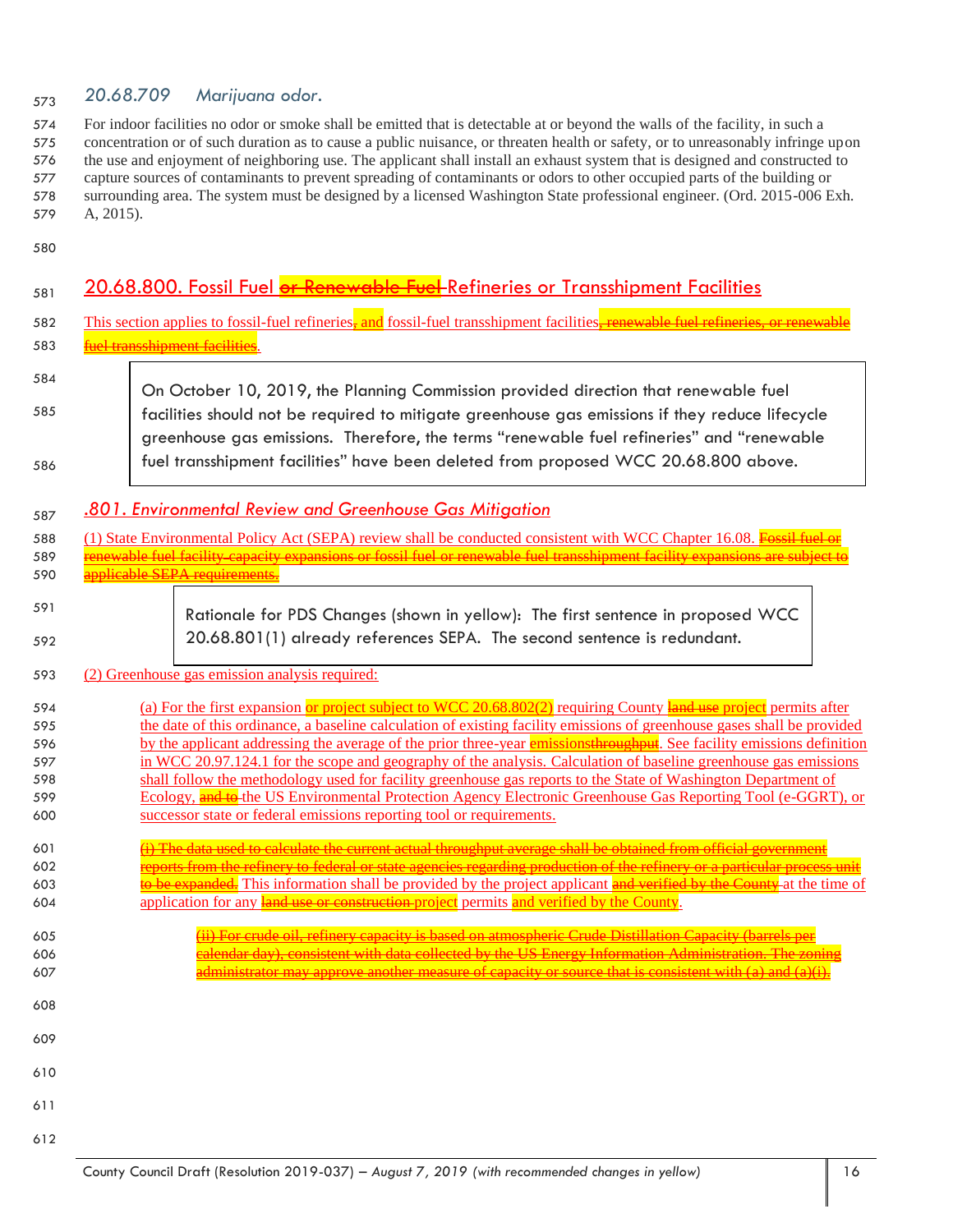### 20.68.709 Marijuana odor.

For indoor facilities no odor or smoke shall be emitted that is detectable at or beyond the walls of the facility, in such a concentration or of such duration as to cause a public nuisance, or threaten health or safety, or to unreasonably infringe upon the use and enjoyment of neighboring use. The applicant shall install an exhaust system that is designed and constructed to capture sources of contaminants to prevent spreading of contaminants or odors to other occupied parts of the building or surrounding area. The system must be designed by a licensed Washington State professional engineer. (Ord. 2015-006 Exh. A, 2015).

## 20.68.800. Fossil Fuel ~~or Renewable Fuel~~ Refineries or Transshipment Facilities

This section applies to fossil-fuel refineries~~,~~ and fossil-fuel transshipment facilities~~, renewable fuel refineries, or renewable fuel transshipment facilities~~.

> On October 10, 2019, the Planning Commission provided direction that renewable fuel facilities should not be required to mitigate greenhouse gas emissions if they reduce lifecycle greenhouse gas emissions. Therefore, the terms "renewable fuel refineries" and "renewable fuel transshipment facilities" have been deleted from proposed WCC 20.68.800 above.

### .801. Environmental Review and Greenhouse Gas Mitigation

(1) State Environmental Policy Act (SEPA) review shall be conducted consistent with WCC Chapter 16.08. ~~Fossil fuel or renewable fuel facility capacity expansions or fossil fuel or renewable fuel transshipment facility expansions are subject to applicable SEPA requirements.~~

> Rationale for PDS Changes (shown in yellow): The first sentence in proposed WCC 20.68.801(1) already references SEPA. The second sentence is redundant.

(2) Greenhouse gas emission analysis required:

(a) For the first expansion or project subject to WCC 20.68.802(2) requiring County ~~land use~~ project permits after the date of this ordinance, a baseline calculation of existing facility emissions of greenhouse gases shall be provided by the applicant addressing the average of the prior three-year emissions~~throughput~~. See facility emissions definition in WCC 20.97.124.1 for the scope and geography of the analysis. Calculation of baseline greenhouse gas emissions shall follow the methodology used for facility greenhouse gas reports to the State of Washington Department of Ecology, ~~and to~~ the US Environmental Protection Agency Electronic Greenhouse Gas Reporting Tool (e-GGRT), or successor state or federal emissions reporting tool or requirements.

~~(i) The data used to calculate the current actual throughput average shall be obtained from official government reports from the refinery to federal or state agencies regarding production of the refinery or a particular process unit to be expanded.~~ This information shall be provided by the project applicant ~~and verified by the County~~ at the time of application for any ~~land use or construction~~ project permits and verified by the County.

~~(ii) For crude oil, refinery capacity is based on atmospheric Crude Distillation Capacity (barrels per calendar day), consistent with data collected by the US Energy Information Administration. The zoning administrator may approve another measure of capacity or source that is consistent with (a) and (a)(i).~~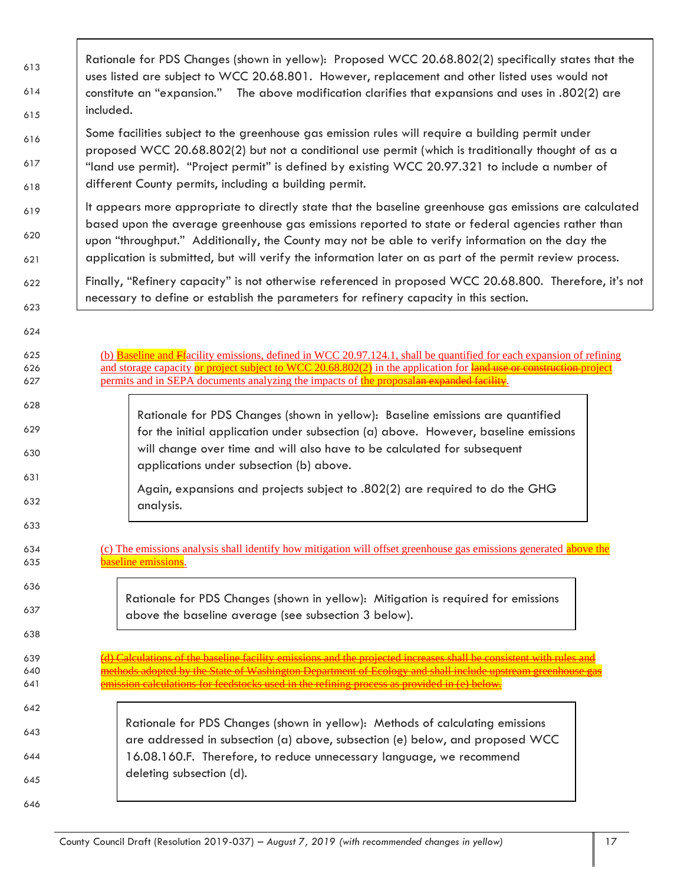Rationale for PDS Changes (shown in yellow): Proposed WCC 20.68.802(2) specifically states that the uses listed are subject to WCC 20.68.801. However, replacement and other listed uses would not constitute an "expansion." The above modification clarifies that expansions and uses in .802(2) are included.

Some facilities subject to the greenhouse gas emission rules will require a building permit under proposed WCC 20.68.802(2) but not a conditional use permit (which is traditionally thought of as a "land use permit). "Project permit" is defined by existing WCC 20.97.321 to include a number of different County permits, including a building permit.

It appears more appropriate to directly state that the baseline greenhouse gas emissions are calculated based upon the average greenhouse gas emissions reported to state or federal agencies rather than upon "throughput." Additionally, the County may not be able to verify information on the day the application is submitted, but will verify the information later on as part of the permit review process.

Finally, "Refinery capacity" is not otherwise referenced in proposed WCC 20.68.800. Therefore, it's not necessary to define or establish the parameters for refinery capacity in this section.

(b) Baseline and ~~F~~facility emissions, defined in WCC 20.97.124.1, shall be quantified for each expansion of refining and storage capacity or project subject to WCC 20.68.802(2) in the application for ~~land use or construction~~ project permits and in SEPA documents analyzing the impacts of the proposal~~an expanded facility~~.

Rationale for PDS Changes (shown in yellow): Baseline emissions are quantified for the initial application under subsection (a) above. However, baseline emissions will change over time and will also have to be calculated for subsequent applications under subsection (b) above.

Again, expansions and projects subject to .802(2) are required to do the GHG analysis.

(c) The emissions analysis shall identify how mitigation will offset greenhouse gas emissions generated above the baseline emissions.

Rationale for PDS Changes (shown in yellow): Mitigation is required for emissions above the baseline average (see subsection 3 below).

~~(d) Calculations of the baseline facility emissions and the projected increases shall be consistent with rules and methods adopted by the State of Washington Department of Ecology and shall include upstream greenhouse gas emission calculations for feedstocks used in the refining process as provided in (e) below.~~

Rationale for PDS Changes (shown in yellow): Methods of calculating emissions are addressed in subsection (a) above, subsection (e) below, and proposed WCC 16.08.160.F. Therefore, to reduce unnecessary language, we recommend deleting subsection (d).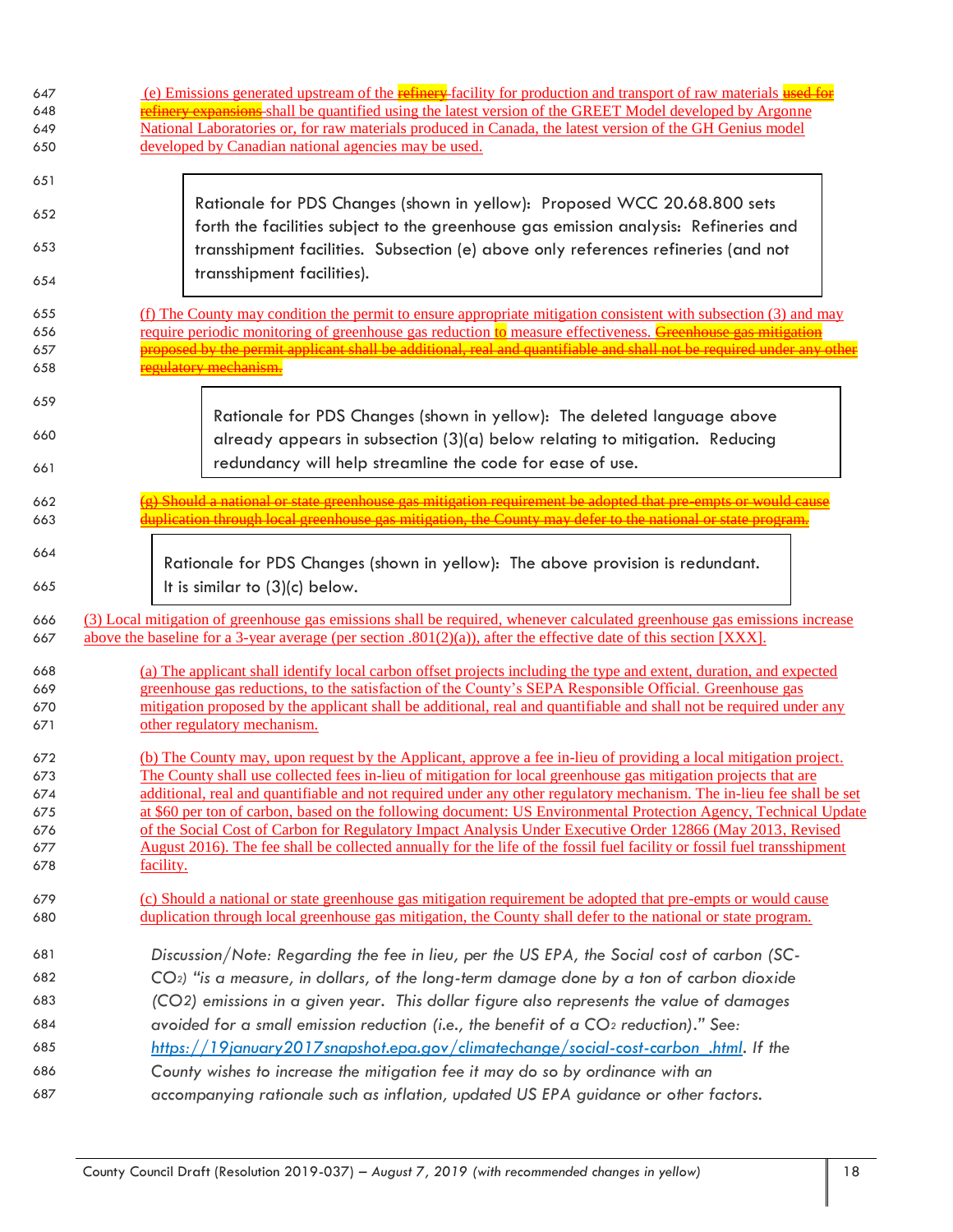(e) Emissions generated upstream of the ~~refinery~~ facility for production and transport of raw materials ~~used for refinery expansions~~ shall be quantified using the latest version of the GREET Model developed by Argonne National Laboratories or, for raw materials produced in Canada, the latest version of the GH Genius model developed by Canadian national agencies may be used.

> Rationale for PDS Changes (shown in yellow): Proposed WCC 20.68.800 sets forth the facilities subject to the greenhouse gas emission analysis: Refineries and transshipment facilities. Subsection (e) above only references refineries (and not transshipment facilities).

(f) The County may condition the permit to ensure appropriate mitigation consistent with subsection (3) and may require periodic monitoring of greenhouse gas reduction to measure effectiveness. ~~Greenhouse gas mitigation proposed by the permit applicant shall be additional, real and quantifiable and shall not be required under any other regulatory mechanism.~~

> Rationale for PDS Changes (shown in yellow): The deleted language above already appears in subsection (3)(a) below relating to mitigation. Reducing redundancy will help streamline the code for ease of use.

~~(g) Should a national or state greenhouse gas mitigation requirement be adopted that pre-empts or would cause duplication through local greenhouse gas mitigation, the County may defer to the national or state program.~~

> Rationale for PDS Changes (shown in yellow): The above provision is redundant. It is similar to (3)(c) below.

(3) Local mitigation of greenhouse gas emissions shall be required, whenever calculated greenhouse gas emissions increase above the baseline for a 3-year average (per section .801(2)(a)), after the effective date of this section [XXX].

(a) The applicant shall identify local carbon offset projects including the type and extent, duration, and expected greenhouse gas reductions, to the satisfaction of the County's SEPA Responsible Official. Greenhouse gas mitigation proposed by the applicant shall be additional, real and quantifiable and shall not be required under any other regulatory mechanism.

(b) The County may, upon request by the Applicant, approve a fee in-lieu of providing a local mitigation project. The County shall use collected fees in-lieu of mitigation for local greenhouse gas mitigation projects that are additional, real and quantifiable and not required under any other regulatory mechanism. The in-lieu fee shall be set at $60 per ton of carbon, based on the following document: US Environmental Protection Agency, Technical Update of the Social Cost of Carbon for Regulatory Impact Analysis Under Executive Order 12866 (May 2013, Revised August 2016). The fee shall be collected annually for the life of the fossil fuel facility or fossil fuel transshipment facility.

(c) Should a national or state greenhouse gas mitigation requirement be adopted that pre-empts or would cause duplication through local greenhouse gas mitigation, the County shall defer to the national or state program.

*Discussion/Note: Regarding the fee in lieu, per the US EPA, the Social cost of carbon (SC-$CO_2$) "is a measure, in dollars, of the long-term damage done by a ton of carbon dioxide ($CO_2$) emissions in a given year. This dollar figure also represents the value of damages avoided for a small emission reduction (i.e., the benefit of a $CO_2$ reduction)." See: [https://19january2017snapshot.epa.gov/climatechange/social-cost-carbon_.html](https://19january2017snapshot.epa.gov/climatechange/social-cost-carbon_.html). If the County wishes to increase the mitigation fee it may do so by ordinance with an accompanying rationale such as inflation, updated US EPA guidance or other factors.*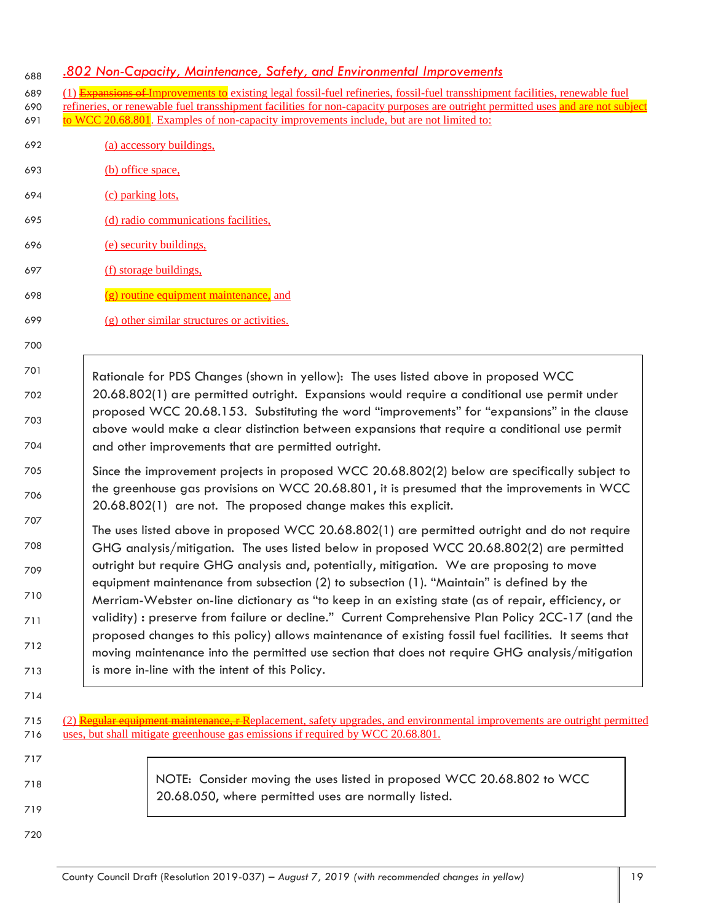## *.802 Non-Capacity, Maintenance, Safety, and Environmental Improvements*

(1) ~~Expansions of~~ Improvements to existing legal fossil-fuel refineries, fossil-fuel transshipment facilities, renewable fuel refineries, or renewable fuel transshipment facilities for non-capacity purposes are outright permitted uses and are not subject to WCC 20.68.801. Examples of non-capacity improvements include, but are not limited to:

(a) accessory buildings,

(b) office space,

(c) parking lots,

(d) radio communications facilities,

(e) security buildings,

(f) storage buildings,

(g) routine equipment maintenance, and

(g) other similar structures or activities.

> Rationale for PDS Changes (shown in yellow): The uses listed above in proposed WCC 20.68.802(1) are permitted outright. Expansions would require a conditional use permit under proposed WCC 20.68.153. Substituting the word "improvements" for "expansions" in the clause above would make a clear distinction between expansions that require a conditional use permit and other improvements that are permitted outright.
>
> Since the improvement projects in proposed WCC 20.68.802(2) below are specifically subject to the greenhouse gas provisions on WCC 20.68.801, it is presumed that the improvements in WCC 20.68.802(1) are not. The proposed change makes this explicit.
>
> The uses listed above in proposed WCC 20.68.802(1) are permitted outright and do not require GHG analysis/mitigation. The uses listed below in proposed WCC 20.68.802(2) are permitted outright but require GHG analysis and, potentially, mitigation. We are proposing to move equipment maintenance from subsection (2) to subsection (1). "Maintain" is defined by the Merriam-Webster on-line dictionary as "to keep in an existing state (as of repair, efficiency, or validity) **:** preserve from failure or decline." Current Comprehensive Plan Policy 2CC-17 (and the proposed changes to this policy) allows maintenance of existing fossil fuel facilities. It seems that moving maintenance into the permitted use section that does not require GHG analysis/mitigation is more in-line with the intent of this Policy.

(2) ~~Regular equipment maintenance, r~~Replacement, safety upgrades, and environmental improvements are outright permitted uses, but shall mitigate greenhouse gas emissions if required by WCC 20.68.801.

> NOTE: Consider moving the uses listed in proposed WCC 20.68.802 to WCC 20.68.050, where permitted uses are normally listed.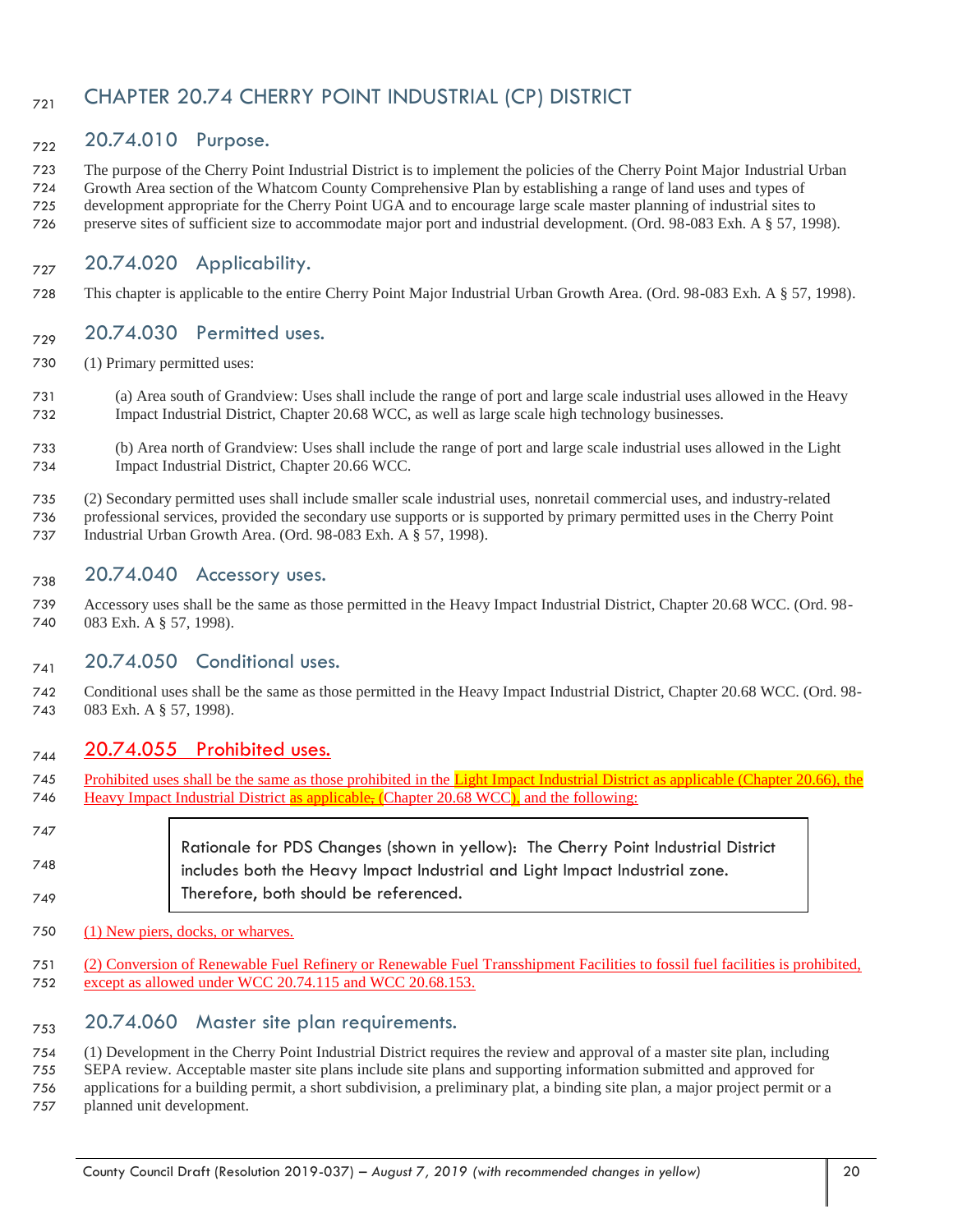# CHAPTER 20.74 CHERRY POINT INDUSTRIAL (CP) DISTRICT

## 20.74.010 Purpose.

The purpose of the Cherry Point Industrial District is to implement the policies of the Cherry Point Major Industrial Urban Growth Area section of the Whatcom County Comprehensive Plan by establishing a range of land uses and types of development appropriate for the Cherry Point UGA and to encourage large scale master planning of industrial sites to preserve sites of sufficient size to accommodate major port and industrial development. (Ord. 98-083 Exh. A § 57, 1998).

## 20.74.020 Applicability.

This chapter is applicable to the entire Cherry Point Major Industrial Urban Growth Area. (Ord. 98-083 Exh. A § 57, 1998).

## 20.74.030 Permitted uses.

(1) Primary permitted uses:

(a) Area south of Grandview: Uses shall include the range of port and large scale industrial uses allowed in the Heavy Impact Industrial District, Chapter 20.68 WCC, as well as large scale high technology businesses.

(b) Area north of Grandview: Uses shall include the range of port and large scale industrial uses allowed in the Light Impact Industrial District, Chapter 20.66 WCC.

(2) Secondary permitted uses shall include smaller scale industrial uses, nonretail commercial uses, and industry-related professional services, provided the secondary use supports or is supported by primary permitted uses in the Cherry Point Industrial Urban Growth Area. (Ord. 98-083 Exh. A § 57, 1998).

## 20.74.040 Accessory uses.

Accessory uses shall be the same as those permitted in the Heavy Impact Industrial District, Chapter 20.68 WCC. (Ord. 98-083 Exh. A § 57, 1998).

## 20.74.050 Conditional uses.

Conditional uses shall be the same as those permitted in the Heavy Impact Industrial District, Chapter 20.68 WCC. (Ord. 98-083 Exh. A § 57, 1998).

## 20.74.055 Prohibited uses.

Prohibited uses shall be the same as those prohibited in the Light Impact Industrial District as applicable (Chapter 20.66), the Heavy Impact Industrial District as applicable~~,~~ (Chapter 20.68 WCC), and the following:

> Rationale for PDS Changes (shown in yellow): The Cherry Point Industrial District includes both the Heavy Impact Industrial and Light Impact Industrial zone. Therefore, both should be referenced.

(1) New piers, docks, or wharves.

(2) Conversion of Renewable Fuel Refinery or Renewable Fuel Transshipment Facilities to fossil fuel facilities is prohibited, except as allowed under WCC 20.74.115 and WCC 20.68.153.

## 20.74.060 Master site plan requirements.

(1) Development in the Cherry Point Industrial District requires the review and approval of a master site plan, including SEPA review. Acceptable master site plans include site plans and supporting information submitted and approved for applications for a building permit, a short subdivision, a preliminary plat, a binding site plan, a major project permit or a planned unit development.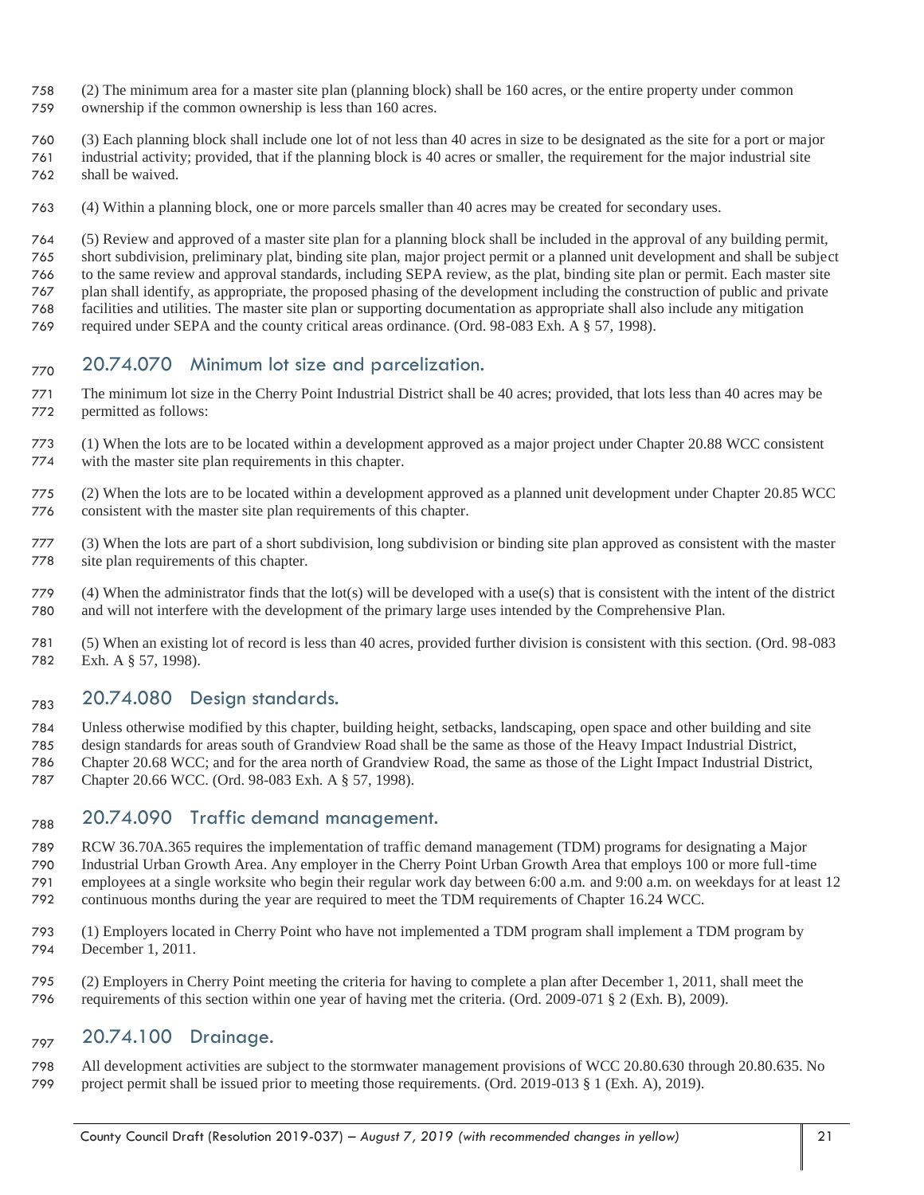(2) The minimum area for a master site plan (planning block) shall be 160 acres, or the entire property under common ownership if the common ownership is less than 160 acres.

(3) Each planning block shall include one lot of not less than 40 acres in size to be designated as the site for a port or major industrial activity; provided, that if the planning block is 40 acres or smaller, the requirement for the major industrial site shall be waived.

(4) Within a planning block, one or more parcels smaller than 40 acres may be created for secondary uses.

(5) Review and approved of a master site plan for a planning block shall be included in the approval of any building permit, short subdivision, preliminary plat, binding site plan, major project permit or a planned unit development and shall be subject to the same review and approval standards, including SEPA review, as the plat, binding site plan or permit. Each master site plan shall identify, as appropriate, the proposed phasing of the development including the construction of public and private facilities and utilities. The master site plan or supporting documentation as appropriate shall also include any mitigation required under SEPA and the county critical areas ordinance. (Ord. 98-083 Exh. A § 57, 1998).

## 20.74.070 Minimum lot size and parcelization.

The minimum lot size in the Cherry Point Industrial District shall be 40 acres; provided, that lots less than 40 acres may be permitted as follows:

(1) When the lots are to be located within a development approved as a major project under Chapter 20.88 WCC consistent with the master site plan requirements in this chapter.

(2) When the lots are to be located within a development approved as a planned unit development under Chapter 20.85 WCC consistent with the master site plan requirements of this chapter.

(3) When the lots are part of a short subdivision, long subdivision or binding site plan approved as consistent with the master site plan requirements of this chapter.

(4) When the administrator finds that the lot(s) will be developed with a use(s) that is consistent with the intent of the district and will not interfere with the development of the primary large uses intended by the Comprehensive Plan.

(5) When an existing lot of record is less than 40 acres, provided further division is consistent with this section. (Ord. 98-083 Exh. A § 57, 1998).

## 20.74.080 Design standards.

Unless otherwise modified by this chapter, building height, setbacks, landscaping, open space and other building and site design standards for areas south of Grandview Road shall be the same as those of the Heavy Impact Industrial District, Chapter 20.68 WCC; and for the area north of Grandview Road, the same as those of the Light Impact Industrial District, Chapter 20.66 WCC. (Ord. 98-083 Exh. A § 57, 1998).

## 20.74.090 Traffic demand management.

RCW 36.70A.365 requires the implementation of traffic demand management (TDM) programs for designating a Major Industrial Urban Growth Area. Any employer in the Cherry Point Urban Growth Area that employs 100 or more full-time employees at a single worksite who begin their regular work day between 6:00 a.m. and 9:00 a.m. on weekdays for at least 12 continuous months during the year are required to meet the TDM requirements of Chapter 16.24 WCC.

(1) Employers located in Cherry Point who have not implemented a TDM program shall implement a TDM program by December 1, 2011.

(2) Employers in Cherry Point meeting the criteria for having to complete a plan after December 1, 2011, shall meet the requirements of this section within one year of having met the criteria. (Ord. 2009-071 § 2 (Exh. B), 2009).

## 20.74.100 Drainage.

All development activities are subject to the stormwater management provisions of WCC 20.80.630 through 20.80.635. No project permit shall be issued prior to meeting those requirements. (Ord. 2019-013 § 1 (Exh. A), 2019).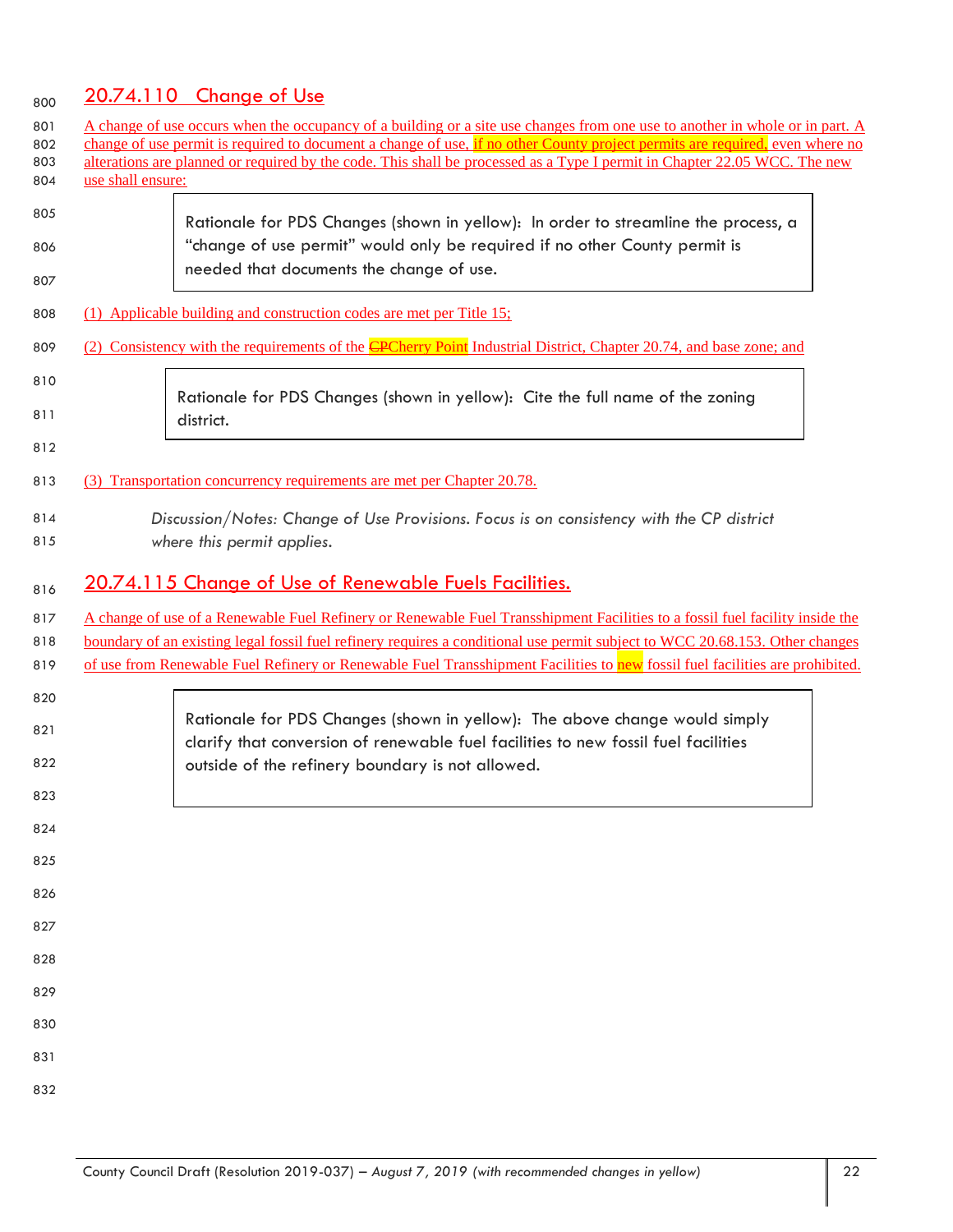## 20.74.110 Change of Use

A change of use occurs when the occupancy of a building or a site use changes from one use to another in whole or in part. A change of use permit is required to document a change of use, if no other County project permits are required, even where no alterations are planned or required by the code. This shall be processed as a Type I permit in Chapter 22.05 WCC. The new use shall ensure:

> Rationale for PDS Changes (shown in yellow): In order to streamline the process, a "change of use permit" would only be required if no other County permit is needed that documents the change of use.

(1) Applicable building and construction codes are met per Title 15;

(2) Consistency with the requirements of the ~~CP~~Cherry Point Industrial District, Chapter 20.74, and base zone; and

> Rationale for PDS Changes (shown in yellow): Cite the full name of the zoning district.

(3) Transportation concurrency requirements are met per Chapter 20.78.

*Discussion/Notes: Change of Use Provisions. Focus is on consistency with the CP district where this permit applies.*

## 20.74.115 Change of Use of Renewable Fuels Facilities.

A change of use of a Renewable Fuel Refinery or Renewable Fuel Transshipment Facilities to a fossil fuel facility inside the boundary of an existing legal fossil fuel refinery requires a conditional use permit subject to WCC 20.68.153. Other changes of use from Renewable Fuel Refinery or Renewable Fuel Transshipment Facilities to new fossil fuel facilities are prohibited.

> Rationale for PDS Changes (shown in yellow): The above change would simply clarify that conversion of renewable fuel facilities to new fossil fuel facilities outside of the refinery boundary is not allowed.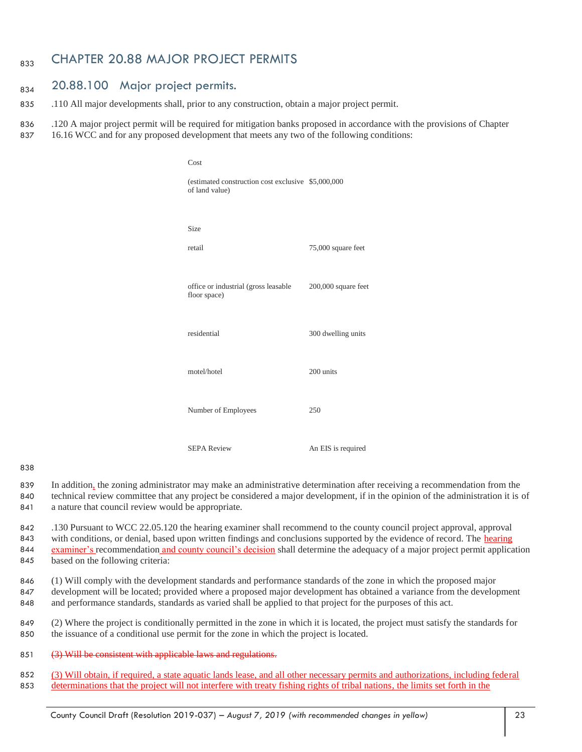# CHAPTER 20.88 MAJOR PROJECT PERMITS

## 20.88.100 Major project permits.

.110 All major developments shall, prior to any construction, obtain a major project permit.

.120 A major project permit will be required for mitigation banks proposed in accordance with the provisions of Chapter 16.16 WCC and for any proposed development that meets any two of the following conditions:

| | |
|---|---|
| Cost | |
| (estimated construction cost exclusive of land value) | $5,000,000 |
| Size | |
| retail | 75,000 square feet |
| office or industrial (gross leasable floor space) | 200,000 square feet |
| residential | 300 dwelling units |
| motel/hotel | 200 units |
| Number of Employees | 250 |
| SEPA Review | An EIS is required |

In addition, the zoning administrator may make an administrative determination after receiving a recommendation from the technical review committee that any project be considered a major development, if in the opinion of the administration it is of a nature that council review would be appropriate.

.130 Pursuant to WCC 22.05.120 the hearing examiner shall recommend to the county council project approval, approval with conditions, or denial, based upon written findings and conclusions supported by the evidence of record. The hearing examiner's recommendation and county council's decision shall determine the adequacy of a major project permit application based on the following criteria:

(1) Will comply with the development standards and performance standards of the zone in which the proposed major development will be located; provided where a proposed major development has obtained a variance from the development and performance standards, standards as varied shall be applied to that project for the purposes of this act.

(2) Where the project is conditionally permitted in the zone in which it is located, the project must satisfy the standards for the issuance of a conditional use permit for the zone in which the project is located.

~~(3) Will be consistent with applicable laws and regulations.~~

(3) Will obtain, if required, a state aquatic lands lease, and all other necessary permits and authorizations, including federal determinations that the project will not interfere with treaty fishing rights of tribal nations, the limits set forth in the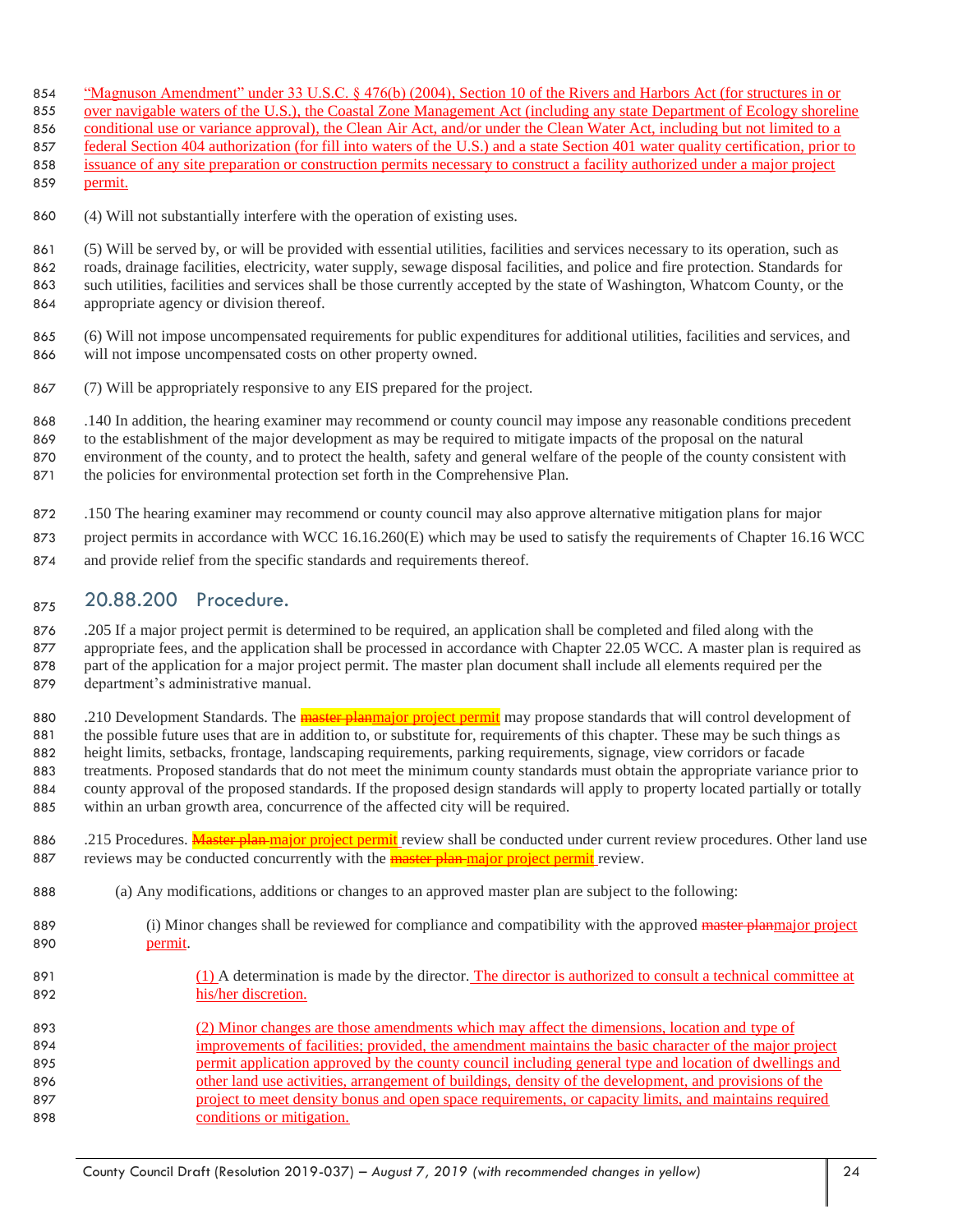"Magnuson Amendment" under 33 U.S.C. § 476(b) (2004), Section 10 of the Rivers and Harbors Act (for structures in or over navigable waters of the U.S.), the Coastal Zone Management Act (including any state Department of Ecology shoreline conditional use or variance approval), the Clean Air Act, and/or under the Clean Water Act, including but not limited to a federal Section 404 authorization (for fill into waters of the U.S.) and a state Section 401 water quality certification, prior to issuance of any site preparation or construction permits necessary to construct a facility authorized under a major project permit.

(4) Will not substantially interfere with the operation of existing uses.

(5) Will be served by, or will be provided with essential utilities, facilities and services necessary to its operation, such as roads, drainage facilities, electricity, water supply, sewage disposal facilities, and police and fire protection. Standards for such utilities, facilities and services shall be those currently accepted by the state of Washington, Whatcom County, or the appropriate agency or division thereof.

(6) Will not impose uncompensated requirements for public expenditures for additional utilities, facilities and services, and will not impose uncompensated costs on other property owned.

(7) Will be appropriately responsive to any EIS prepared for the project.

.140 In addition, the hearing examiner may recommend or county council may impose any reasonable conditions precedent to the establishment of the major development as may be required to mitigate impacts of the proposal on the natural environment of the county, and to protect the health, safety and general welfare of the people of the county consistent with the policies for environmental protection set forth in the Comprehensive Plan.

.150 The hearing examiner may recommend or county council may also approve alternative mitigation plans for major project permits in accordance with WCC 16.16.260(E) which may be used to satisfy the requirements of Chapter 16.16 WCC and provide relief from the specific standards and requirements thereof.

## 20.88.200 Procedure.

.205 If a major project permit is determined to be required, an application shall be completed and filed along with the appropriate fees, and the application shall be processed in accordance with Chapter 22.05 WCC. A master plan is required as part of the application for a major project permit. The master plan document shall include all elements required per the department's administrative manual.

.210 Development Standards. The ~~master plan~~major project permit may propose standards that will control development of the possible future uses that are in addition to, or substitute for, requirements of this chapter. These may be such things as height limits, setbacks, frontage, landscaping requirements, parking requirements, signage, view corridors or facade treatments. Proposed standards that do not meet the minimum county standards must obtain the appropriate variance prior to county approval of the proposed standards. If the proposed design standards will apply to property located partially or totally within an urban growth area, concurrence of the affected city will be required.

.215 Procedures. ~~Master plan~~ major project permit review shall be conducted under current review procedures. Other land use reviews may be conducted concurrently with the ~~master plan~~ major project permit review.

(a) Any modifications, additions or changes to an approved master plan are subject to the following:

(i) Minor changes shall be reviewed for compliance and compatibility with the approved ~~master plan~~major project permit.

(1) A determination is made by the director. The director is authorized to consult a technical committee at his/her discretion.

(2) Minor changes are those amendments which may affect the dimensions, location and type of improvements of facilities; provided, the amendment maintains the basic character of the major project permit application approved by the county council including general type and location of dwellings and other land use activities, arrangement of buildings, density of the development, and provisions of the project to meet density bonus and open space requirements, or capacity limits, and maintains required conditions or mitigation.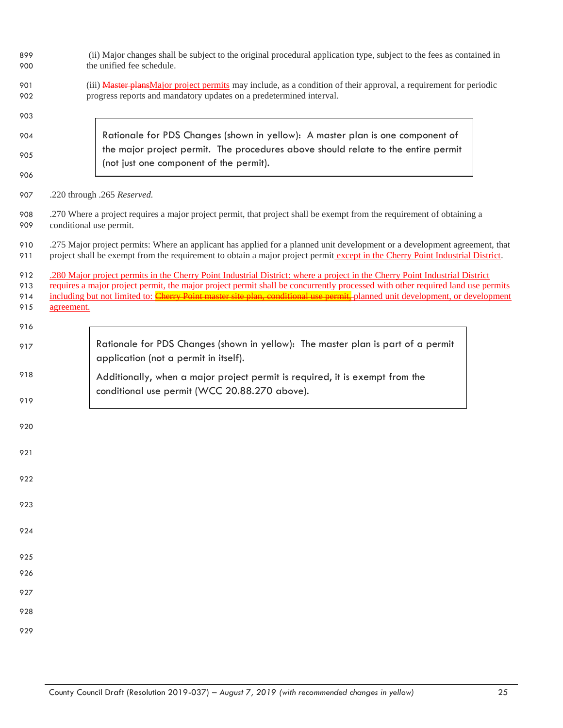(ii) Major changes shall be subject to the original procedural application type, subject to the fees as contained in the unified fee schedule.

(iii) ~~Master plans~~Major project permits may include, as a condition of their approval, a requirement for periodic progress reports and mandatory updates on a predetermined interval.

> Rationale for PDS Changes (shown in yellow): A master plan is one component of the major project permit. The procedures above should relate to the entire permit (not just one component of the permit).

.220 through .265 *Reserved.*

.270 Where a project requires a major project permit, that project shall be exempt from the requirement of obtaining a conditional use permit.

.275 Major project permits: Where an applicant has applied for a planned unit development or a development agreement, that project shall be exempt from the requirement to obtain a major project permit except in the Cherry Point Industrial District.

.280 Major project permits in the Cherry Point Industrial District: where a project in the Cherry Point Industrial District requires a major project permit, the major project permit shall be concurrently processed with other required land use permits including but not limited to: ~~Cherry Point master site plan, conditional use permit,~~ planned unit development, or development agreement.

> Rationale for PDS Changes (shown in yellow): The master plan is part of a permit application (not a permit in itself).
>
> Additionally, when a major project permit is required, it is exempt from the conditional use permit (WCC 20.88.270 above).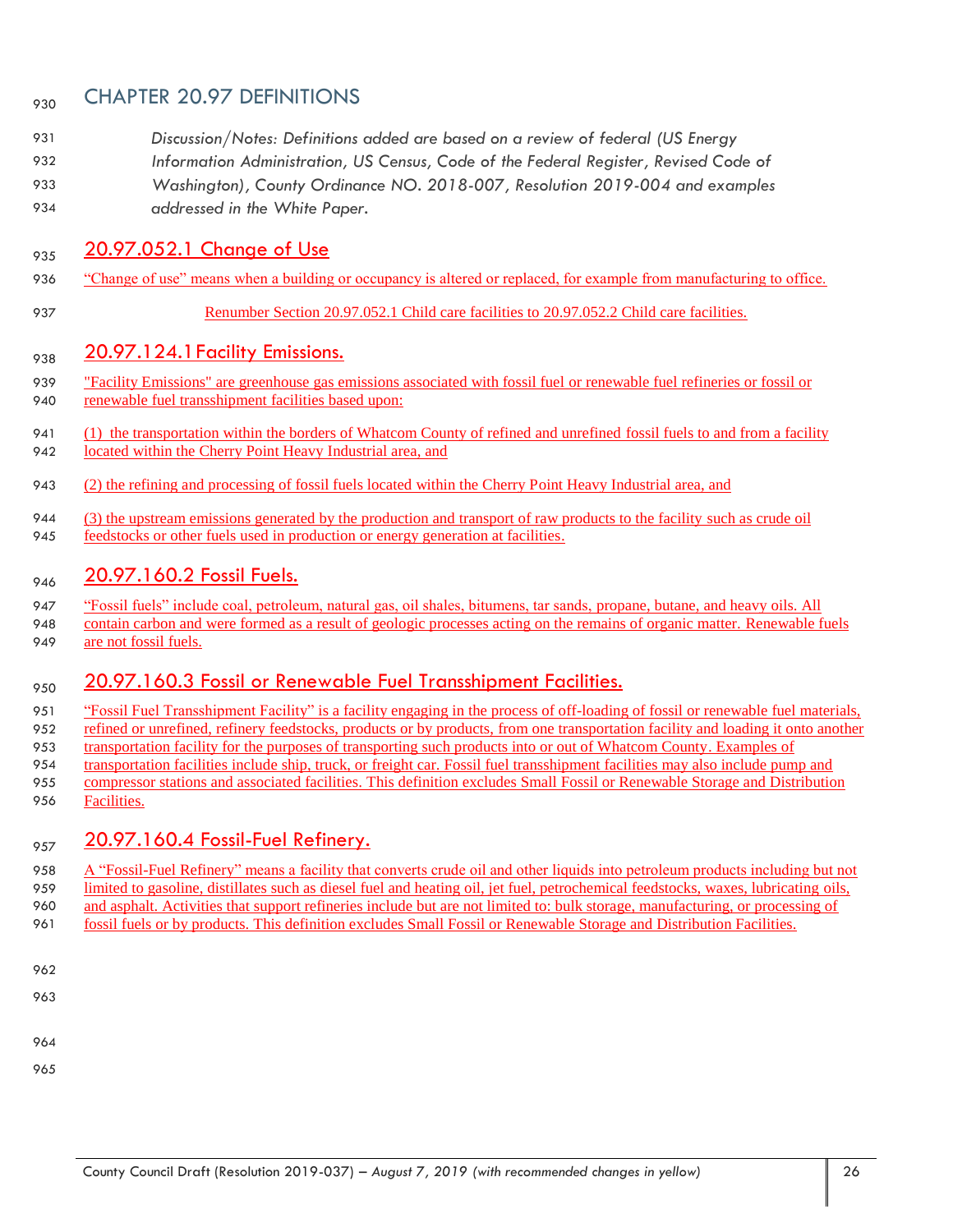# CHAPTER 20.97 DEFINITIONS

*Discussion/Notes: Definitions added are based on a review of federal (US Energy Information Administration, US Census, Code of the Federal Register, Revised Code of Washington), County Ordinance NO. 2018-007, Resolution 2019-004 and examples addressed in the White Paper.*

## 20.97.052.1 Change of Use

"Change of use" means when a building or occupancy is altered or replaced, for example from manufacturing to office.

Renumber Section 20.97.052.1 Child care facilities to 20.97.052.2 Child care facilities.

## 20.97.124.1 Facility Emissions.

"Facility Emissions" are greenhouse gas emissions associated with fossil fuel or renewable fuel refineries or fossil or renewable fuel transshipment facilities based upon:

(1) the transportation within the borders of Whatcom County of refined and unrefined fossil fuels to and from a facility located within the Cherry Point Heavy Industrial area, and

(2) the refining and processing of fossil fuels located within the Cherry Point Heavy Industrial area, and

(3) the upstream emissions generated by the production and transport of raw products to the facility such as crude oil feedstocks or other fuels used in production or energy generation at facilities.

## 20.97.160.2 Fossil Fuels.

"Fossil fuels" include coal, petroleum, natural gas, oil shales, bitumens, tar sands, propane, butane, and heavy oils. All contain carbon and were formed as a result of geologic processes acting on the remains of organic matter. Renewable fuels are not fossil fuels.

## 20.97.160.3 Fossil or Renewable Fuel Transshipment Facilities.

"Fossil Fuel Transshipment Facility" is a facility engaging in the process of off-loading of fossil or renewable fuel materials, refined or unrefined, refinery feedstocks, products or by products, from one transportation facility and loading it onto another transportation facility for the purposes of transporting such products into or out of Whatcom County. Examples of transportation facilities include ship, truck, or freight car. Fossil fuel transshipment facilities may also include pump and compressor stations and associated facilities. This definition excludes Small Fossil or Renewable Storage and Distribution Facilities.

## 20.97.160.4 Fossil-Fuel Refinery.

A "Fossil-Fuel Refinery" means a facility that converts crude oil and other liquids into petroleum products including but not limited to gasoline, distillates such as diesel fuel and heating oil, jet fuel, petrochemical feedstocks, waxes, lubricating oils, and asphalt. Activities that support refineries include but are not limited to: bulk storage, manufacturing, or processing of fossil fuels or by products. This definition excludes Small Fossil or Renewable Storage and Distribution Facilities.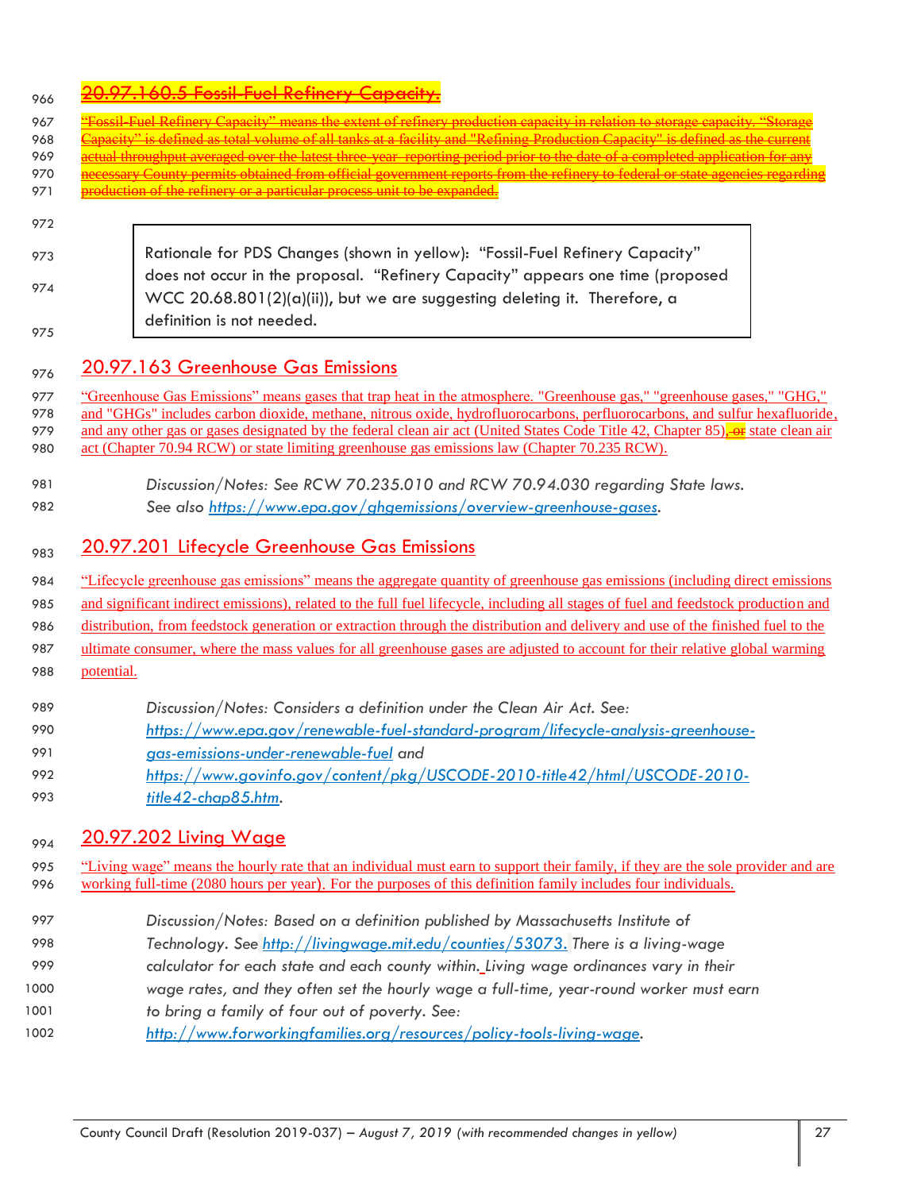## ~~20.97.160.5 Fossil-Fuel Refinery Capacity.~~

~~"Fossil-Fuel Refinery Capacity" means the extent of refinery production capacity in relation to storage capacity. "Storage Capacity" is defined as total volume of all tanks at a facility and "Refining Production Capacity" is defined as the current actual throughput averaged over the latest three-year reporting period prior to the date of a completed application for any necessary County permits obtained from official government reports from the refinery to federal or state agencies regarding production of the refinery or a particular process unit to be expanded.~~

> Rationale for PDS Changes (shown in yellow): "Fossil-Fuel Refinery Capacity" does not occur in the proposal. "Refinery Capacity" appears one time (proposed WCC 20.68.801(2)(a)(ii)), but we are suggesting deleting it. Therefore, a definition is not needed.

## 20.97.163 Greenhouse Gas Emissions

"Greenhouse Gas Emissions" means gases that trap heat in the atmosphere. "Greenhouse gas," "greenhouse gases," "GHG," and "GHGs" includes carbon dioxide, methane, nitrous oxide, hydrofluorocarbons, perfluorocarbons, and sulfur hexafluoride, and any other gas or gases designated by the federal clean air act (United States Code Title 42, Chapter 85), ~~or~~ state clean air act (Chapter 70.94 RCW) or state limiting greenhouse gas emissions law (Chapter 70.235 RCW).

*Discussion/Notes: See RCW 70.235.010 and RCW 70.94.030 regarding State laws. See also https://www.epa.gov/ghgemissions/overview-greenhouse-gases.*

## 20.97.201 Lifecycle Greenhouse Gas Emissions

"Lifecycle greenhouse gas emissions" means the aggregate quantity of greenhouse gas emissions (including direct emissions and significant indirect emissions), related to the full fuel lifecycle, including all stages of fuel and feedstock production and distribution, from feedstock generation or extraction through the distribution and delivery and use of the finished fuel to the ultimate consumer, where the mass values for all greenhouse gases are adjusted to account for their relative global warming potential.

*Discussion/Notes: Considers a definition under the Clean Air Act. See: https://www.epa.gov/renewable-fuel-standard-program/lifecycle-analysis-greenhouse-gas-emissions-under-renewable-fuel and https://www.govinfo.gov/content/pkg/USCODE-2010-title42/html/USCODE-2010-title42-chap85.htm.*

## 20.97.202 Living Wage

"Living wage" means the hourly rate that an individual must earn to support their family, if they are the sole provider and are working full-time (2080 hours per year). For the purposes of this definition family includes four individuals.

*Discussion/Notes: Based on a definition published by Massachusetts Institute of Technology. See http://livingwage.mit.edu/counties/53073. There is a living-wage calculator for each state and each county within. Living wage ordinances vary in their wage rates, and they often set the hourly wage a full-time, year-round worker must earn to bring a family of four out of poverty. See: http://www.forworkingfamilies.org/resources/policy-tools-living-wage.*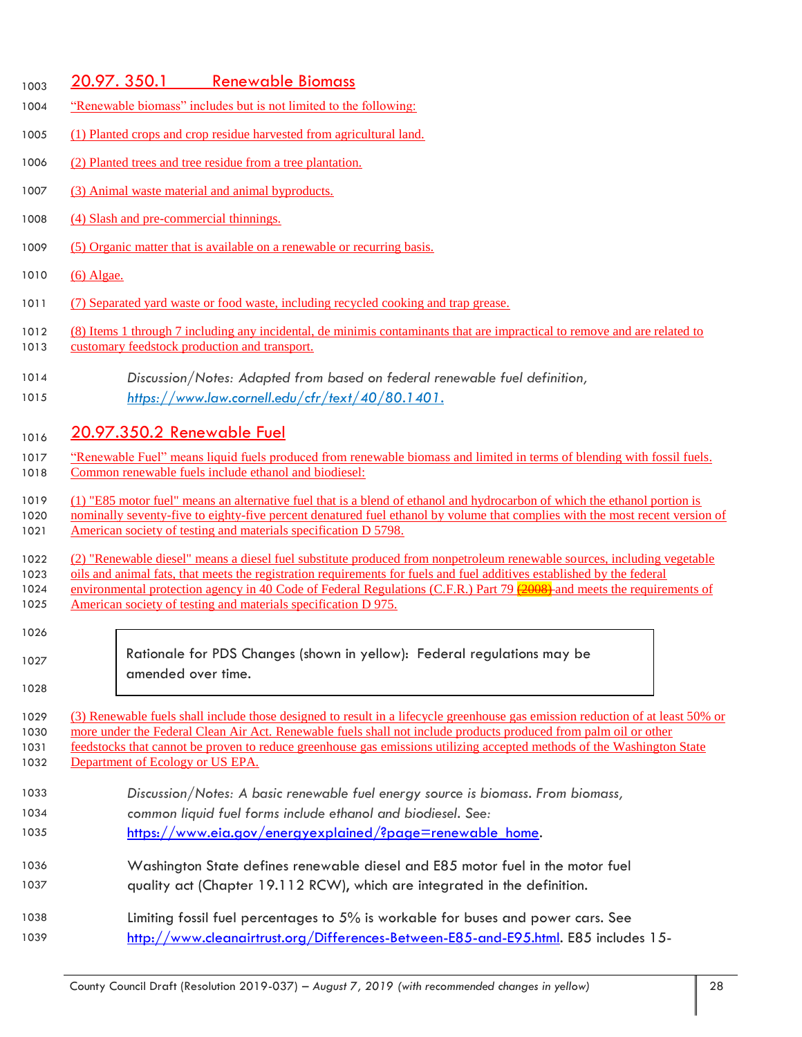## 20.97. 350.1 Renewable Biomass

"Renewable biomass" includes but is not limited to the following:

(1) Planted crops and crop residue harvested from agricultural land.

(2) Planted trees and tree residue from a tree plantation.

(3) Animal waste material and animal byproducts.

(4) Slash and pre-commercial thinnings.

(5) Organic matter that is available on a renewable or recurring basis.

(6) Algae.

(7) Separated yard waste or food waste, including recycled cooking and trap grease.

(8) Items 1 through 7 including any incidental, de minimis contaminants that are impractical to remove and are related to customary feedstock production and transport.

> *Discussion/Notes: Adapted from based on federal renewable fuel definition, https://www.law.cornell.edu/cfr/text/40/80.1401.*

## 20.97.350.2 Renewable Fuel

"Renewable Fuel" means liquid fuels produced from renewable biomass and limited in terms of blending with fossil fuels. Common renewable fuels include ethanol and biodiesel:

(1) "E85 motor fuel" means an alternative fuel that is a blend of ethanol and hydrocarbon of which the ethanol portion is nominally seventy-five to eighty-five percent denatured fuel ethanol by volume that complies with the most recent version of American society of testing and materials specification D 5798.

(2) "Renewable diesel" means a diesel fuel substitute produced from nonpetroleum renewable sources, including vegetable oils and animal fats, that meets the registration requirements for fuels and fuel additives established by the federal environmental protection agency in 40 Code of Federal Regulations (C.F.R.) Part 79 ~~(2008)~~ and meets the requirements of American society of testing and materials specification D 975.

| Rationale for PDS Changes (shown in yellow): Federal regulations may be amended over time. |
|---|

(3) Renewable fuels shall include those designed to result in a lifecycle greenhouse gas emission reduction of at least 50% or more under the Federal Clean Air Act. Renewable fuels shall not include products produced from palm oil or other feedstocks that cannot be proven to reduce greenhouse gas emissions utilizing accepted methods of the Washington State Department of Ecology or US EPA.

> *Discussion/Notes: A basic renewable fuel energy source is biomass. From biomass, common liquid fuel forms include ethanol and biodiesel. See:* https://www.eia.gov/energyexplained/?page=renewable_home.
>
> Washington State defines renewable diesel and E85 motor fuel in the motor fuel quality act (Chapter 19.112 RCW), which are integrated in the definition.
>
> Limiting fossil fuel percentages to 5% is workable for buses and power cars. See http://www.cleanairtrust.org/Differences-Between-E85-and-E95.html. E85 includes 15-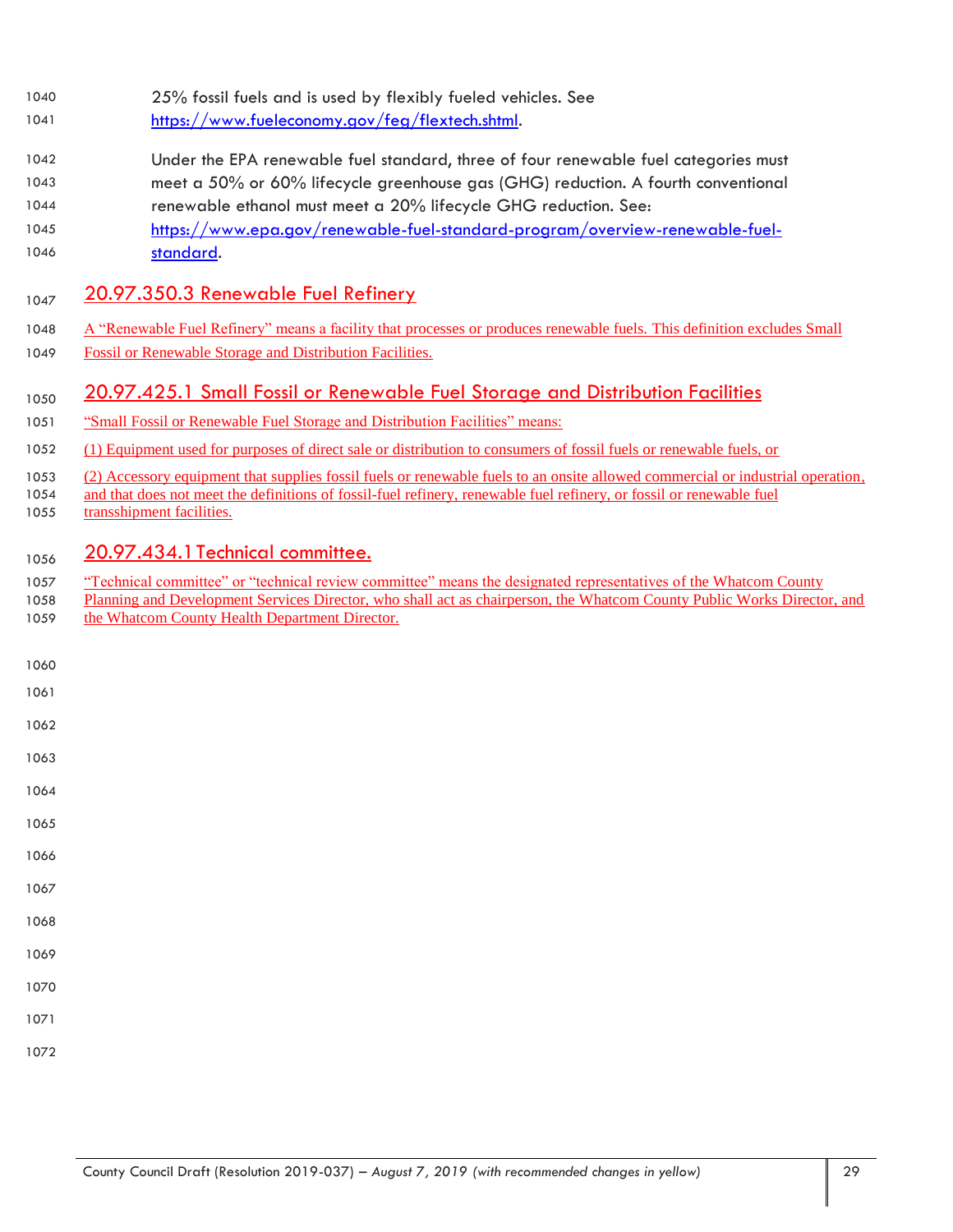25% fossil fuels and is used by flexibly fueled vehicles. See https://www.fueleconomy.gov/feg/flextech.shtml.

Under the EPA renewable fuel standard, three of four renewable fuel categories must meet a 50% or 60% lifecycle greenhouse gas (GHG) reduction. A fourth conventional renewable ethanol must meet a 20% lifecycle GHG reduction. See: https://www.epa.gov/renewable-fuel-standard-program/overview-renewable-fuel-standard.

## 20.97.350.3 Renewable Fuel Refinery

A "Renewable Fuel Refinery" means a facility that processes or produces renewable fuels. This definition excludes Small Fossil or Renewable Storage and Distribution Facilities.

## 20.97.425.1 Small Fossil or Renewable Fuel Storage and Distribution Facilities

"Small Fossil or Renewable Fuel Storage and Distribution Facilities" means:

(1) Equipment used for purposes of direct sale or distribution to consumers of fossil fuels or renewable fuels, or

(2) Accessory equipment that supplies fossil fuels or renewable fuels to an onsite allowed commercial or industrial operation, and that does not meet the definitions of fossil-fuel refinery, renewable fuel refinery, or fossil or renewable fuel transshipment facilities.

## 20.97.434.1 Technical committee.

"Technical committee" or "technical review committee" means the designated representatives of the Whatcom County Planning and Development Services Director, who shall act as chairperson, the Whatcom County Public Works Director, and the Whatcom County Health Department Director.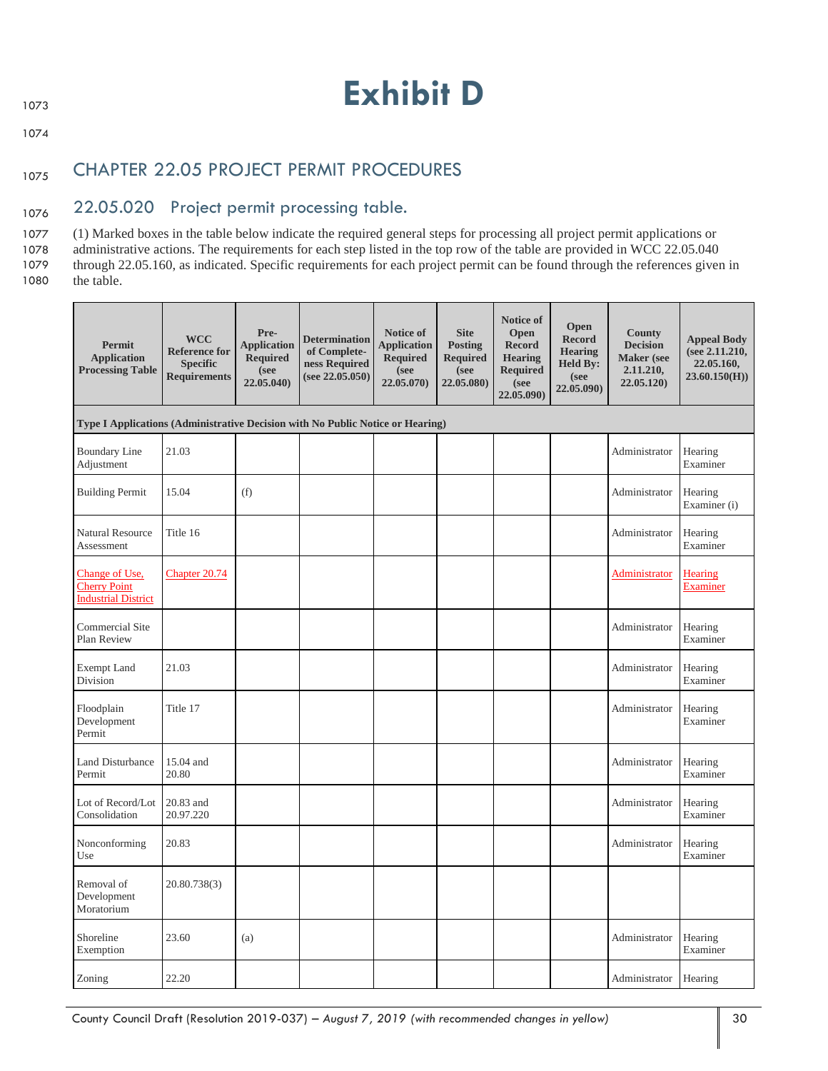# Exhibit D

## CHAPTER 22.05 PROJECT PERMIT PROCEDURES

### 22.05.020 Project permit processing table.

(1) Marked boxes in the table below indicate the required general steps for processing all project permit applications or administrative actions. The requirements for each step listed in the top row of the table are provided in WCC 22.05.040 through 22.05.160, as indicated. Specific requirements for each project permit can be found through the references given in the table.

| Permit Application Processing Table | WCC Reference for Specific Requirements | Pre-Application Required (see 22.05.040) | Determination of Completeness Required (see 22.05.050) | Notice of Application Required (see 22.05.070) | Site Posting Required (see 22.05.080) | Notice of Open Record Hearing Required (see 22.05.090) | Open Record Hearing Held By: (see 22.05.090) | County Decision Maker (see 2.11.210, 22.05.120) | Appeal Body (see 2.11.210, 22.05.160, 23.60.150(H)) |
|---|---|---|---|---|---|---|---|---|---|
| **Type I Applications (Administrative Decision with No Public Notice or Hearing)** | | | | | | | | | |
| Boundary Line Adjustment | 21.03 | | | | | | | Administrator | Hearing Examiner |
| Building Permit | 15.04 | (f) | | | | | | Administrator | Hearing Examiner (i) |
| Natural Resource Assessment | Title 16 | | | | | | | Administrator | Hearing Examiner |
| Change of Use, Cherry Point Industrial District | Chapter 20.74 | | | | | | | Administrator | Hearing Examiner |
| Commercial Site Plan Review | | | | | | | | Administrator | Hearing Examiner |
| Exempt Land Division | 21.03 | | | | | | | Administrator | Hearing Examiner |
| Floodplain Development Permit | Title 17 | | | | | | | Administrator | Hearing Examiner |
| Land Disturbance Permit | 15.04 and 20.80 | | | | | | | Administrator | Hearing Examiner |
| Lot of Record/Lot Consolidation | 20.83 and 20.97.220 | | | | | | | Administrator | Hearing Examiner |
| Nonconforming Use | 20.83 | | | | | | | Administrator | Hearing Examiner |
| Removal of Development Moratorium | 20.80.738(3) | | | | | | | | |
| Shoreline Exemption | 23.60 | (a) | | | | | | Administrator | Hearing Examiner |
| Zoning | 22.20 | | | | | | | Administrator | Hearing |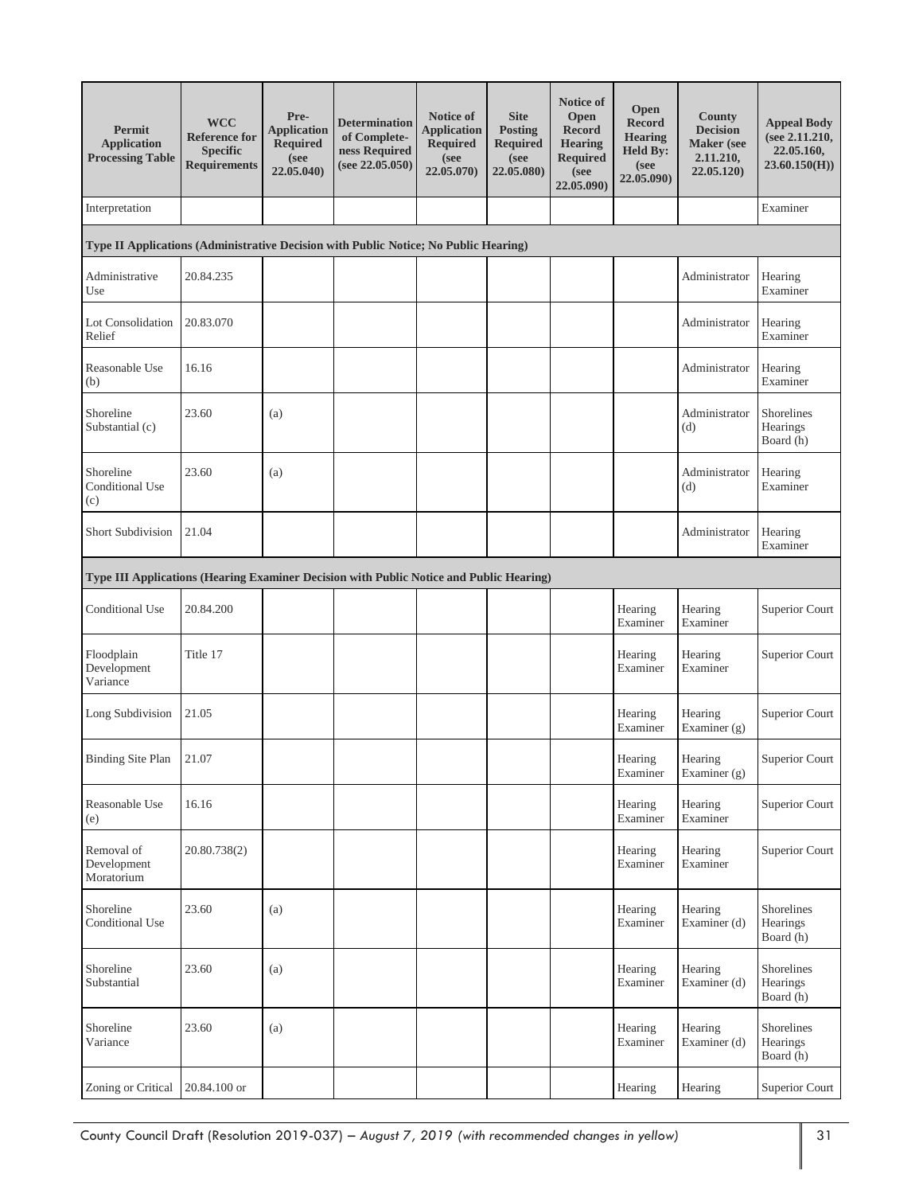| Permit Application Processing Table | WCC Reference for Specific Requirements | Pre-Application Required (see 22.05.040) | Determination of Complete-ness Required (see 22.05.050) | Notice of Application Required (see 22.05.070) | Site Posting Required (see 22.05.080) | Notice of Open Record Hearing Required (see 22.05.090) | Open Record Hearing Held By: (see 22.05.090) | County Decision Maker (see 2.11.210, 22.05.120) | Appeal Body (see 2.11.210, 22.05.160, 23.60.150(H)) |
|---|---|---|---|---|---|---|---|---|---|
| Interpretation | | | | | | | | | Examiner |
| **Type II Applications (Administrative Decision with Public Notice; No Public Hearing)** | | | | | | | | | |
| Administrative Use | 20.84.235 | | | | | | | Administrator | Hearing Examiner |
| Lot Consolidation Relief | 20.83.070 | | | | | | | Administrator | Hearing Examiner |
| Reasonable Use (b) | 16.16 | | | | | | | Administrator | Hearing Examiner |
| Shoreline Substantial (c) | 23.60 | (a) | | | | | | Administrator (d) | Shorelines Hearings Board (h) |
| Shoreline Conditional Use (c) | 23.60 | (a) | | | | | | Administrator (d) | Hearing Examiner |
| Short Subdivision | 21.04 | | | | | | | Administrator | Hearing Examiner |
| **Type III Applications (Hearing Examiner Decision with Public Notice and Public Hearing)** | | | | | | | | | |
| Conditional Use | 20.84.200 | | | | | | Hearing Examiner | Hearing Examiner | Superior Court |
| Floodplain Development Variance | Title 17 | | | | | | Hearing Examiner | Hearing Examiner | Superior Court |
| Long Subdivision | 21.05 | | | | | | Hearing Examiner | Hearing Examiner (g) | Superior Court |
| Binding Site Plan | 21.07 | | | | | | Hearing Examiner | Hearing Examiner (g) | Superior Court |
| Reasonable Use (e) | 16.16 | | | | | | Hearing Examiner | Hearing Examiner | Superior Court |
| Removal of Development Moratorium | 20.80.738(2) | | | | | | Hearing Examiner | Hearing Examiner | Superior Court |
| Shoreline Conditional Use | 23.60 | (a) | | | | | Hearing Examiner | Hearing Examiner (d) | Shorelines Hearings Board (h) |
| Shoreline Substantial | 23.60 | (a) | | | | | Hearing Examiner | Hearing Examiner (d) | Shorelines Hearings Board (h) |
| Shoreline Variance | 23.60 | (a) | | | | | Hearing Examiner | Hearing Examiner (d) | Shorelines Hearings Board (h) |
| Zoning or Critical | 20.84.100 or | | | | | | Hearing | Hearing | Superior Court |

County Council Draft (Resolution 2019-037) – *August 7, 2019 (with recommended changes in yellow)*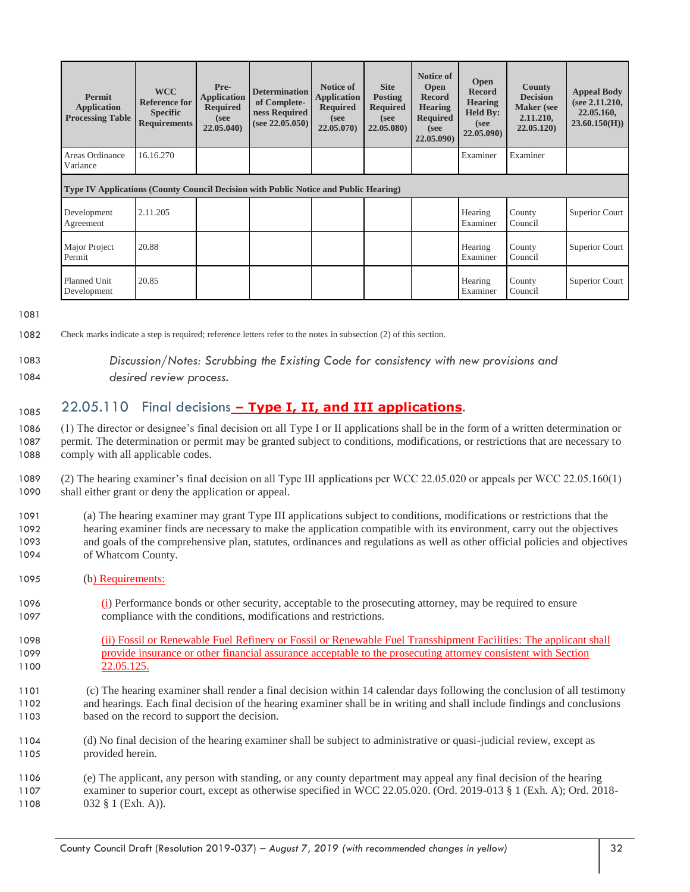| Permit Application Processing Table | WCC Reference for Specific Requirements | Pre-Application Required (see 22.05.040) | Determination of Completeness Required (see 22.05.050) | Notice of Application Required (see 22.05.070) | Site Posting Required (see 22.05.080) | Notice of Open Record Hearing Required (see 22.05.090) | Open Record Hearing Held By: (see 22.05.090) | County Decision Maker (see 2.11.210, 22.05.120) | Appeal Body (see 2.11.210, 22.05.160, 23.60.150(H)) |
|---|---|---|---|---|---|---|---|---|---|
| Areas Ordinance Variance | 16.16.270 | | | | | | Examiner | Examiner | |
| **Type IV Applications (County Council Decision with Public Notice and Public Hearing)** | | | | | | | | | |
| Development Agreement | 2.11.205 | | | | | | Hearing Examiner | County Council | Superior Court |
| Major Project Permit | 20.88 | | | | | | Hearing Examiner | County Council | Superior Court |
| Planned Unit Development | 20.85 | | | | | | Hearing Examiner | County Council | Superior Court |

Check marks indicate a step is required; reference letters refer to the notes in subsection (2) of this section.

*Discussion/Notes: Scrubbing the Existing Code for consistency with new provisions and desired review process.*

## 22.05.110 Final decisions **– Type I, II, and III applications**.

(1) The director or designee's final decision on all Type I or II applications shall be in the form of a written determination or permit. The determination or permit may be granted subject to conditions, modifications, or restrictions that are necessary to comply with all applicable codes.

(2) The hearing examiner's final decision on all Type III applications per WCC 22.05.020 or appeals per WCC 22.05.160(1) shall either grant or deny the application or appeal.

(a) The hearing examiner may grant Type III applications subject to conditions, modifications or restrictions that the hearing examiner finds are necessary to make the application compatible with its environment, carry out the objectives and goals of the comprehensive plan, statutes, ordinances and regulations as well as other official policies and objectives of Whatcom County.

(b) Requirements:

(i) Performance bonds or other security, acceptable to the prosecuting attorney, may be required to ensure compliance with the conditions, modifications and restrictions.

(ii) Fossil or Renewable Fuel Refinery or Fossil or Renewable Fuel Transshipment Facilities: The applicant shall provide insurance or other financial assurance acceptable to the prosecuting attorney consistent with Section 22.05.125.

(c) The hearing examiner shall render a final decision within 14 calendar days following the conclusion of all testimony and hearings. Each final decision of the hearing examiner shall be in writing and shall include findings and conclusions based on the record to support the decision.

(d) No final decision of the hearing examiner shall be subject to administrative or quasi-judicial review, except as provided herein.

(e) The applicant, any person with standing, or any county department may appeal any final decision of the hearing examiner to superior court, except as otherwise specified in WCC 22.05.020. (Ord. 2019-013 § 1 (Exh. A); Ord. 2018-032 § 1 (Exh. A)).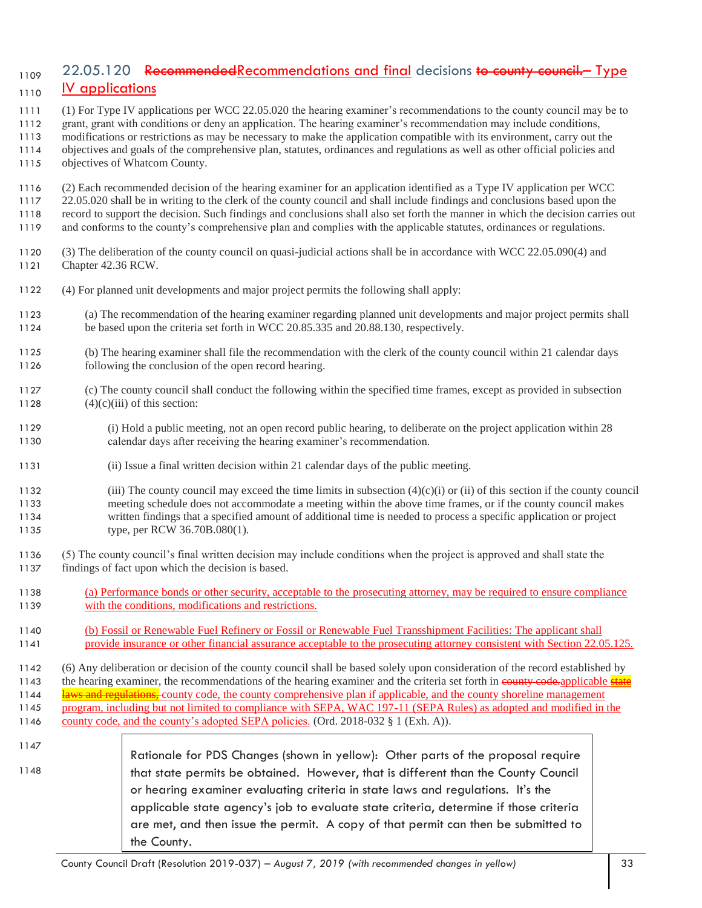## 22.05.120 ~~Recommended~~Recommendations and final decisions ~~to county council.~~– Type IV applications

(1) For Type IV applications per WCC 22.05.020 the hearing examiner's recommendations to the county council may be to grant, grant with conditions or deny an application. The hearing examiner's recommendation may include conditions, modifications or restrictions as may be necessary to make the application compatible with its environment, carry out the objectives and goals of the comprehensive plan, statutes, ordinances and regulations as well as other official policies and objectives of Whatcom County.

(2) Each recommended decision of the hearing examiner for an application identified as a Type IV application per WCC 22.05.020 shall be in writing to the clerk of the county council and shall include findings and conclusions based upon the record to support the decision. Such findings and conclusions shall also set forth the manner in which the decision carries out and conforms to the county's comprehensive plan and complies with the applicable statutes, ordinances or regulations.

(3) The deliberation of the county council on quasi-judicial actions shall be in accordance with WCC 22.05.090(4) and Chapter 42.36 RCW.

(4) For planned unit developments and major project permits the following shall apply:

(a) The recommendation of the hearing examiner regarding planned unit developments and major project permits shall be based upon the criteria set forth in WCC 20.85.335 and 20.88.130, respectively.

(b) The hearing examiner shall file the recommendation with the clerk of the county council within 21 calendar days following the conclusion of the open record hearing.

(c) The county council shall conduct the following within the specified time frames, except as provided in subsection (4)(c)(iii) of this section:

(i) Hold a public meeting, not an open record public hearing, to deliberate on the project application within 28 calendar days after receiving the hearing examiner's recommendation.

(ii) Issue a final written decision within 21 calendar days of the public meeting.

(iii) The county council may exceed the time limits in subsection (4)(c)(i) or (ii) of this section if the county council meeting schedule does not accommodate a meeting within the above time frames, or if the county council makes written findings that a specified amount of additional time is needed to process a specific application or project type, per RCW 36.70B.080(1).

(5) The county council's final written decision may include conditions when the project is approved and shall state the findings of fact upon which the decision is based.

(a) Performance bonds or other security, acceptable to the prosecuting attorney, may be required to ensure compliance with the conditions, modifications and restrictions.

(b) Fossil or Renewable Fuel Refinery or Fossil or Renewable Fuel Transshipment Facilities: The applicant shall provide insurance or other financial assurance acceptable to the prosecuting attorney consistent with Section 22.05.125.

(6) Any deliberation or decision of the county council shall be based solely upon consideration of the record established by the hearing examiner, the recommendations of the hearing examiner and the criteria set forth in ~~county code.~~applicable ~~state laws and regulations,~~ county code, the county comprehensive plan if applicable, and the county shoreline management program, including but not limited to compliance with SEPA, WAC 197-11 (SEPA Rules) as adopted and modified in the county code, and the county's adopted SEPA policies. (Ord. 2018-032 § 1 (Exh. A)).

> Rationale for PDS Changes (shown in yellow): Other parts of the proposal require that state permits be obtained. However, that is different than the County Council or hearing examiner evaluating criteria in state laws and regulations. It's the applicable state agency's job to evaluate state criteria, determine if those criteria are met, and then issue the permit. A copy of that permit can then be submitted to the County.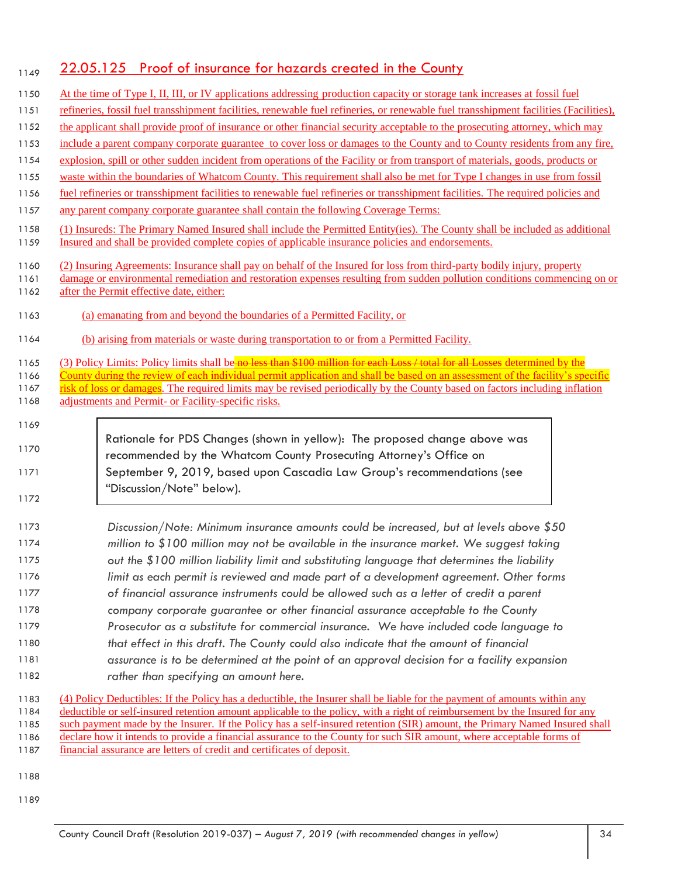## 22.05.125 Proof of insurance for hazards created in the County

At the time of Type I, II, III, or IV applications addressing production capacity or storage tank increases at fossil fuel refineries, fossil fuel transshipment facilities, renewable fuel refineries, or renewable fuel transshipment facilities (Facilities), the applicant shall provide proof of insurance or other financial security acceptable to the prosecuting attorney, which may include a parent company corporate guarantee to cover loss or damages to the County and to County residents from any fire, explosion, spill or other sudden incident from operations of the Facility or from transport of materials, goods, products or waste within the boundaries of Whatcom County. This requirement shall also be met for Type I changes in use from fossil fuel refineries or transshipment facilities to renewable fuel refineries or transshipment facilities. The required policies and any parent company corporate guarantee shall contain the following Coverage Terms:

(1) Insureds: The Primary Named Insured shall include the Permitted Entity(ies). The County shall be included as additional Insured and shall be provided complete copies of applicable insurance policies and endorsements.

(2) Insuring Agreements: Insurance shall pay on behalf of the Insured for loss from third-party bodily injury, property damage or environmental remediation and restoration expenses resulting from sudden pollution conditions commencing on or after the Permit effective date, either:

(a) emanating from and beyond the boundaries of a Permitted Facility, or

(b) arising from materials or waste during transportation to or from a Permitted Facility.

(3) Policy Limits: Policy limits shall be ~~no less than $100 million for each Loss / total for all Losses~~ determined by the County during the review of each individual permit application and shall be based on an assessment of the facility's specific risk of loss or damages. The required limits may be revised periodically by the County based on factors including inflation adjustments and Permit- or Facility-specific risks.

> Rationale for PDS Changes (shown in yellow): The proposed change above was recommended by the Whatcom County Prosecuting Attorney's Office on September 9, 2019, based upon Cascadia Law Group's recommendations (see "Discussion/Note" below).

*Discussion/Note: Minimum insurance amounts could be increased, but at levels above $50 million to $100 million may not be available in the insurance market. We suggest taking out the $100 million liability limit and substituting language that determines the liability limit as each permit is reviewed and made part of a development agreement. Other forms of financial assurance instruments could be allowed such as a letter of credit a parent company corporate guarantee or other financial assurance acceptable to the County Prosecutor as a substitute for commercial insurance. We have included code language to that effect in this draft. The County could also indicate that the amount of financial assurance is to be determined at the point of an approval decision for a facility expansion rather than specifying an amount here.*

(4) Policy Deductibles: If the Policy has a deductible, the Insurer shall be liable for the payment of amounts within any deductible or self-insured retention amount applicable to the policy, with a right of reimbursement by the Insured for any such payment made by the Insurer. If the Policy has a self-insured retention (SIR) amount, the Primary Named Insured shall declare how it intends to provide a financial assurance to the County for such SIR amount, where acceptable forms of financial assurance are letters of credit and certificates of deposit.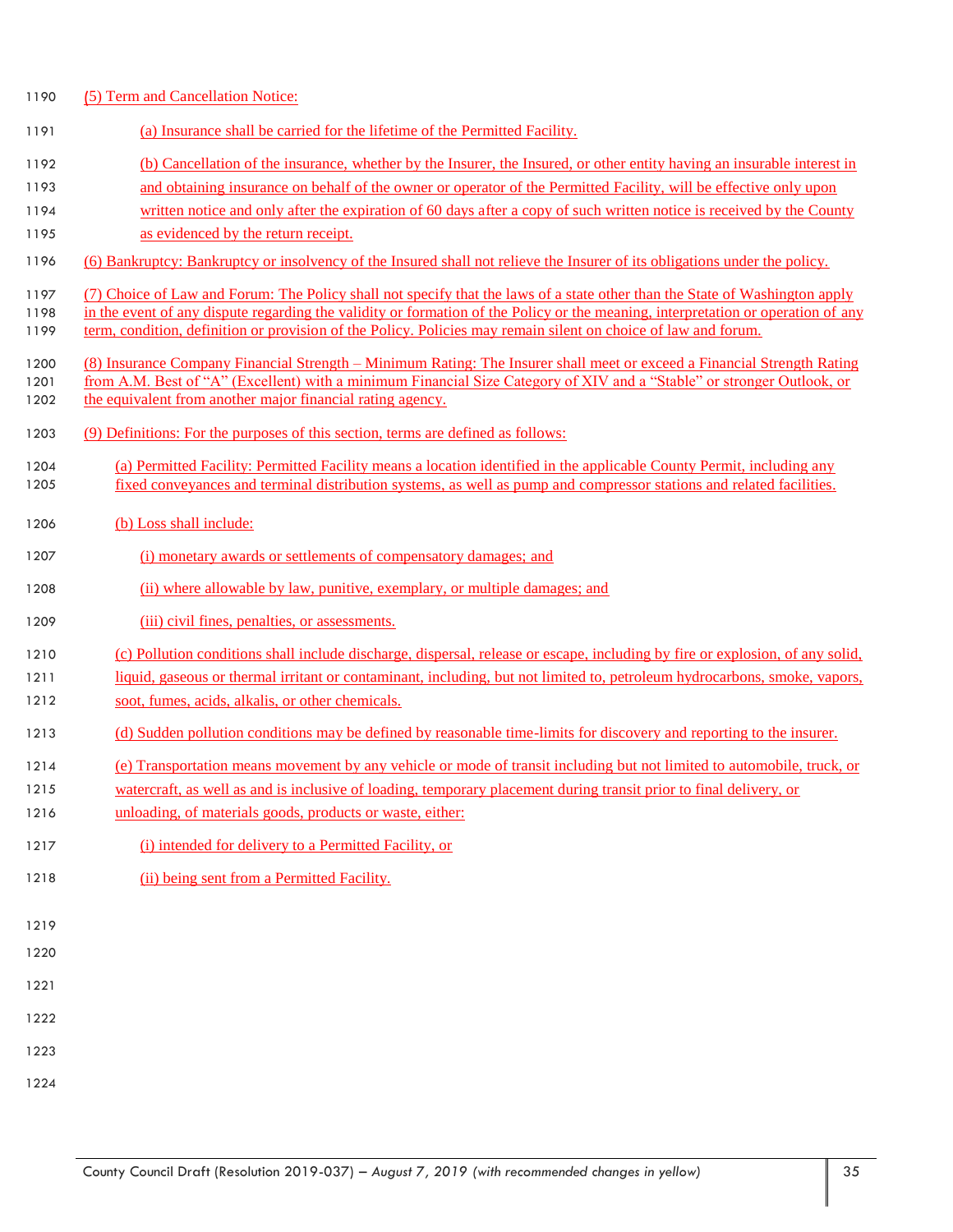(5) Term and Cancellation Notice:

(a) Insurance shall be carried for the lifetime of the Permitted Facility.

(b) Cancellation of the insurance, whether by the Insurer, the Insured, or other entity having an insurable interest in and obtaining insurance on behalf of the owner or operator of the Permitted Facility, will be effective only upon written notice and only after the expiration of 60 days after a copy of such written notice is received by the County as evidenced by the return receipt.

(6) Bankruptcy: Bankruptcy or insolvency of the Insured shall not relieve the Insurer of its obligations under the policy.

(7) Choice of Law and Forum: The Policy shall not specify that the laws of a state other than the State of Washington apply in the event of any dispute regarding the validity or formation of the Policy or the meaning, interpretation or operation of any term, condition, definition or provision of the Policy. Policies may remain silent on choice of law and forum.

(8) Insurance Company Financial Strength – Minimum Rating: The Insurer shall meet or exceed a Financial Strength Rating from A.M. Best of "A" (Excellent) with a minimum Financial Size Category of XIV and a "Stable" or stronger Outlook, or the equivalent from another major financial rating agency.

(9) Definitions: For the purposes of this section, terms are defined as follows:

(a) Permitted Facility: Permitted Facility means a location identified in the applicable County Permit, including any fixed conveyances and terminal distribution systems, as well as pump and compressor stations and related facilities.

(b) Loss shall include:

(i) monetary awards or settlements of compensatory damages; and

(ii) where allowable by law, punitive, exemplary, or multiple damages; and

(iii) civil fines, penalties, or assessments.

(c) Pollution conditions shall include discharge, dispersal, release or escape, including by fire or explosion, of any solid, liquid, gaseous or thermal irritant or contaminant, including, but not limited to, petroleum hydrocarbons, smoke, vapors, soot, fumes, acids, alkalis, or other chemicals.

(d) Sudden pollution conditions may be defined by reasonable time-limits for discovery and reporting to the insurer.

(e) Transportation means movement by any vehicle or mode of transit including but not limited to automobile, truck, or watercraft, as well as and is inclusive of loading, temporary placement during transit prior to final delivery, or unloading, of materials goods, products or waste, either:

(i) intended for delivery to a Permitted Facility, or

(ii) being sent from a Permitted Facility.